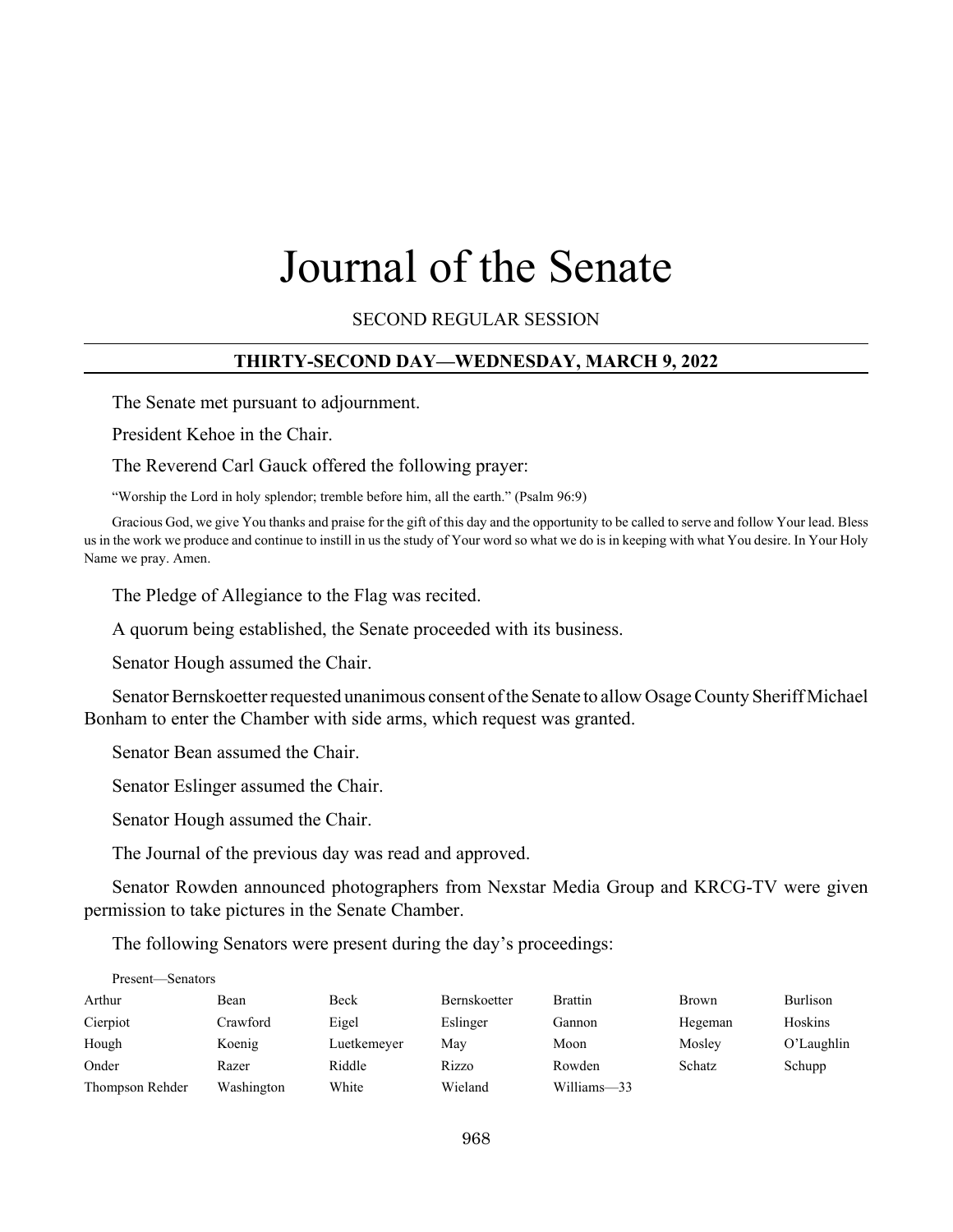# Journal of the Senate

SECOND REGULAR SESSION

## THIRTY-SECOND DAY—WEDNESDAY, MARCH 9, 2022

The Senate met pursuant to adjournment.

President Kehoe in the Chair.

The Reverend Carl Gauck offered the following prayer:

"Worship the Lord in holy splendor; tremble before him, all the earth." (Psalm 96:9)

Gracious God, we give You thanks and praise for the gift of this day and the opportunity to be called to serve and follow Your lead. Bless us in the work we produce and continue to instill in us the study of Your word so what we do is in keeping with what You desire. In Your Holy Name we pray. Amen.

The Pledge of Allegiance to the Flag was recited.

A quorum being established, the Senate proceeded with its business.

Senator Hough assumed the Chair.

Senator Bernskoetter requested unanimous consent of the Senate to allow Osage County Sheriff Michael Bonham to enter the Chamber with side arms, which request was granted.

Senator Bean assumed the Chair.

Senator Eslinger assumed the Chair.

Senator Hough assumed the Chair.

The Journal of the previous day was read and approved.

Senator Rowden announced photographers from Nexstar Media Group and KRCG-TV were given permission to take pictures in the Senate Chamber.

The following Senators were present during the day's proceedings:

Present—Senators

| | | | | | | |
|---|---|---|---|---|---|---|
| Arthur | Bean | Beck | Bernskoetter | Brattin | Brown | Burlison |
| Cierpiot | Crawford | Eigel | Eslinger | Gannon | Hegeman | Hoskins |
| Hough | Koenig | Luetkemeyer | May | Moon | Mosley | O'Laughlin |
| Onder | Razer | Riddle | Rizzo | Rowden | Schatz | Schupp |
| Thompson Rehder | Washington | White | Wieland | Williams—33 | | |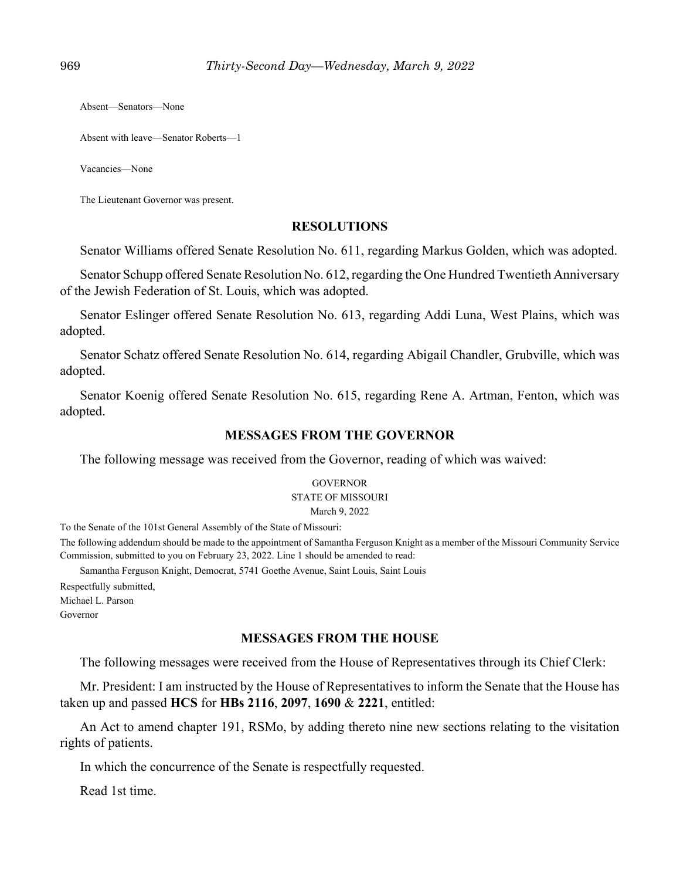Absent—Senators—None

Absent with leave—Senator Roberts—1

Vacancies—None

The Lieutenant Governor was present.

## RESOLUTIONS

Senator Williams offered Senate Resolution No. 611, regarding Markus Golden, which was adopted.

Senator Schupp offered Senate Resolution No. 612, regarding the One Hundred Twentieth Anniversary of the Jewish Federation of St. Louis, which was adopted.

Senator Eslinger offered Senate Resolution No. 613, regarding Addi Luna, West Plains, which was adopted.

Senator Schatz offered Senate Resolution No. 614, regarding Abigail Chandler, Grubville, which was adopted.

Senator Koenig offered Senate Resolution No. 615, regarding Rene A. Artman, Fenton, which was adopted.

## MESSAGES FROM THE GOVERNOR

The following message was received from the Governor, reading of which was waived:

GOVERNOR
STATE OF MISSOURI
March 9, 2022

To the Senate of the 101st General Assembly of the State of Missouri:

The following addendum should be made to the appointment of Samantha Ferguson Knight as a member of the Missouri Community Service Commission, submitted to you on February 23, 2022. Line 1 should be amended to read:

Samantha Ferguson Knight, Democrat, 5741 Goethe Avenue, Saint Louis, Saint Louis

Respectfully submitted,
Michael L. Parson
Governor

## MESSAGES FROM THE HOUSE

The following messages were received from the House of Representatives through its Chief Clerk:

Mr. President: I am instructed by the House of Representatives to inform the Senate that the House has taken up and passed **HCS** for **HBs 2116**, **2097**, **1690** & **2221**, entitled:

An Act to amend chapter 191, RSMo, by adding thereto nine new sections relating to the visitation rights of patients.

In which the concurrence of the Senate is respectfully requested.

Read 1st time.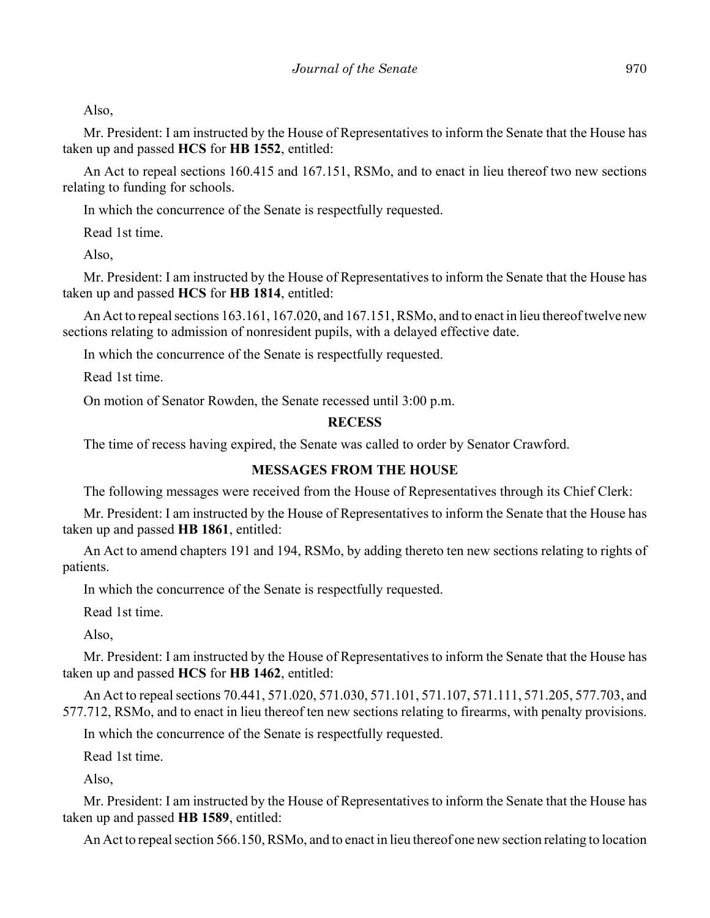Also,

Mr. President: I am instructed by the House of Representatives to inform the Senate that the House has taken up and passed **HCS** for **HB 1552**, entitled:

An Act to repeal sections 160.415 and 167.151, RSMo, and to enact in lieu thereof two new sections relating to funding for schools.

In which the concurrence of the Senate is respectfully requested.

Read 1st time.

Also,

Mr. President: I am instructed by the House of Representatives to inform the Senate that the House has taken up and passed **HCS** for **HB 1814**, entitled:

An Act to repeal sections 163.161, 167.020, and 167.151, RSMo, and to enact in lieu thereof twelve new sections relating to admission of nonresident pupils, with a delayed effective date.

In which the concurrence of the Senate is respectfully requested.

Read 1st time.

On motion of Senator Rowden, the Senate recessed until 3:00 p.m.

**RECESS**

The time of recess having expired, the Senate was called to order by Senator Crawford.

**MESSAGES FROM THE HOUSE**

The following messages were received from the House of Representatives through its Chief Clerk:

Mr. President: I am instructed by the House of Representatives to inform the Senate that the House has taken up and passed **HB 1861**, entitled:

An Act to amend chapters 191 and 194, RSMo, by adding thereto ten new sections relating to rights of patients.

In which the concurrence of the Senate is respectfully requested.

Read 1st time.

Also,

Mr. President: I am instructed by the House of Representatives to inform the Senate that the House has taken up and passed **HCS** for **HB 1462**, entitled:

An Act to repeal sections 70.441, 571.020, 571.030, 571.101, 571.107, 571.111, 571.205, 577.703, and 577.712, RSMo, and to enact in lieu thereof ten new sections relating to firearms, with penalty provisions.

In which the concurrence of the Senate is respectfully requested.

Read 1st time.

Also,

Mr. President: I am instructed by the House of Representatives to inform the Senate that the House has taken up and passed **HB 1589**, entitled:

An Act to repeal section 566.150, RSMo, and to enact in lieu thereof one new section relating to location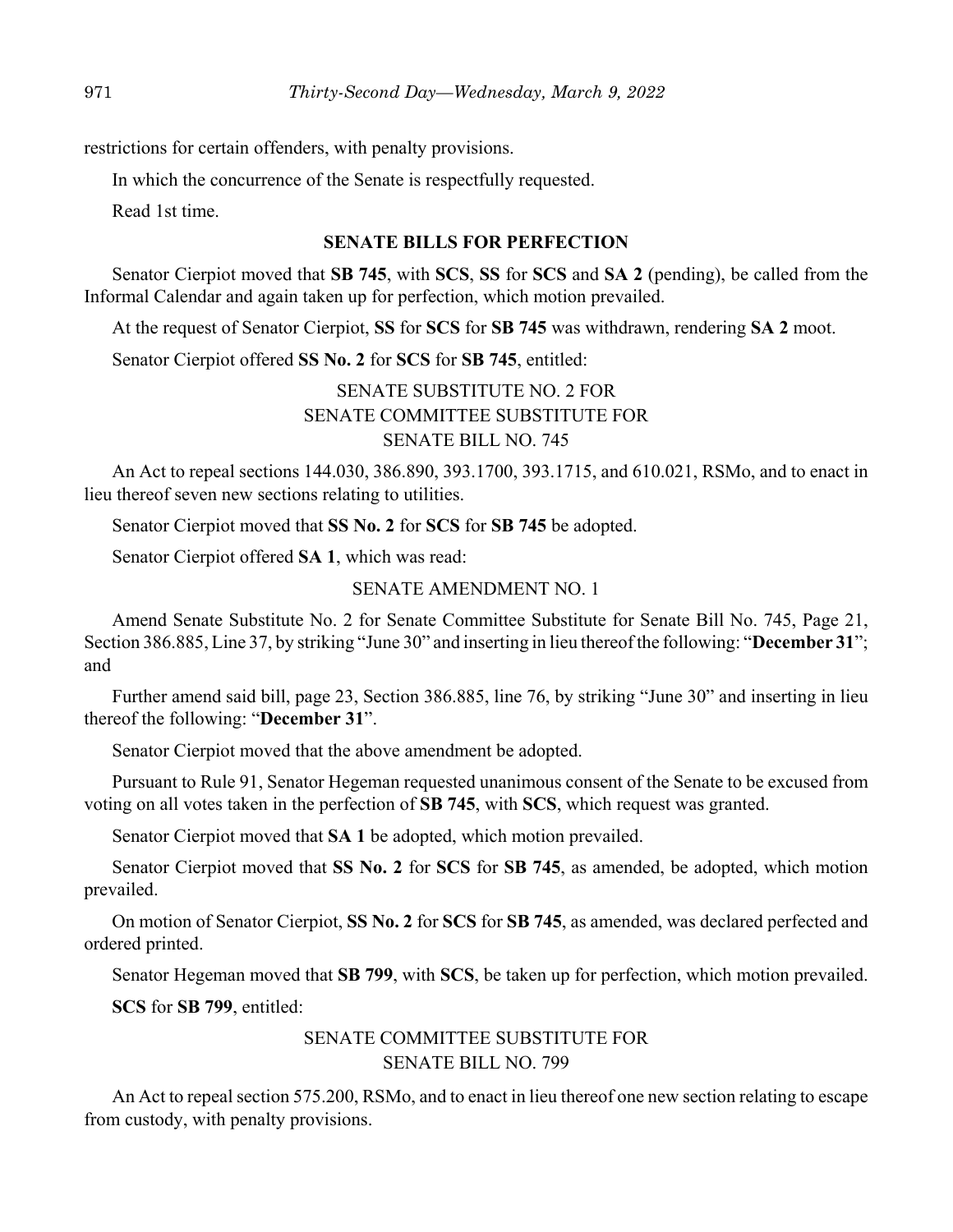restrictions for certain offenders, with penalty provisions.

In which the concurrence of the Senate is respectfully requested.

Read 1st time.

## SENATE BILLS FOR PERFECTION

Senator Cierpiot moved that **SB 745**, with **SCS**, **SS** for **SCS** and **SA 2** (pending), be called from the Informal Calendar and again taken up for perfection, which motion prevailed.

At the request of Senator Cierpiot, **SS** for **SCS** for **SB 745** was withdrawn, rendering **SA 2** moot.

Senator Cierpiot offered **SS No. 2** for **SCS** for **SB 745**, entitled:

SENATE SUBSTITUTE NO. 2 FOR
SENATE COMMITTEE SUBSTITUTE FOR
SENATE BILL NO. 745

An Act to repeal sections 144.030, 386.890, 393.1700, 393.1715, and 610.021, RSMo, and to enact in lieu thereof seven new sections relating to utilities.

Senator Cierpiot moved that **SS No. 2** for **SCS** for **SB 745** be adopted.

Senator Cierpiot offered **SA 1**, which was read:

SENATE AMENDMENT NO. 1

Amend Senate Substitute No. 2 for Senate Committee Substitute for Senate Bill No. 745, Page 21, Section 386.885, Line 37, by striking "June 30" and inserting in lieu thereof the following: "**December 31**"; and

Further amend said bill, page 23, Section 386.885, line 76, by striking "June 30" and inserting in lieu thereof the following: "**December 31**".

Senator Cierpiot moved that the above amendment be adopted.

Pursuant to Rule 91, Senator Hegeman requested unanimous consent of the Senate to be excused from voting on all votes taken in the perfection of **SB 745**, with **SCS**, which request was granted.

Senator Cierpiot moved that **SA 1** be adopted, which motion prevailed.

Senator Cierpiot moved that **SS No. 2** for **SCS** for **SB 745**, as amended, be adopted, which motion prevailed.

On motion of Senator Cierpiot, **SS No. 2** for **SCS** for **SB 745**, as amended, was declared perfected and ordered printed.

Senator Hegeman moved that **SB 799**, with **SCS**, be taken up for perfection, which motion prevailed.

**SCS** for **SB 799**, entitled:

SENATE COMMITTEE SUBSTITUTE FOR
SENATE BILL NO. 799

An Act to repeal section 575.200, RSMo, and to enact in lieu thereof one new section relating to escape from custody, with penalty provisions.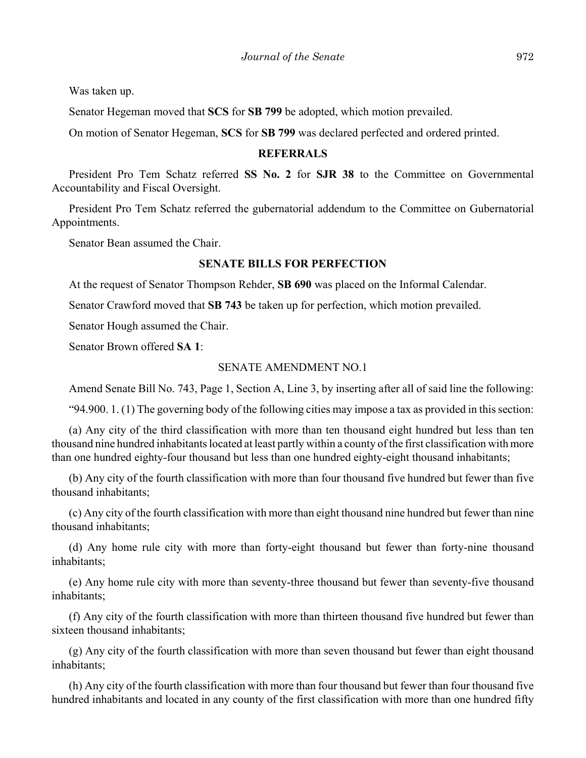Was taken up.

Senator Hegeman moved that **SCS** for **SB 799** be adopted, which motion prevailed.

On motion of Senator Hegeman, **SCS** for **SB 799** was declared perfected and ordered printed.

## REFERRALS

President Pro Tem Schatz referred **SS No. 2** for **SJR 38** to the Committee on Governmental Accountability and Fiscal Oversight.

President Pro Tem Schatz referred the gubernatorial addendum to the Committee on Gubernatorial Appointments.

Senator Bean assumed the Chair.

## SENATE BILLS FOR PERFECTION

At the request of Senator Thompson Rehder, **SB 690** was placed on the Informal Calendar.

Senator Crawford moved that **SB 743** be taken up for perfection, which motion prevailed.

Senator Hough assumed the Chair.

Senator Brown offered **SA 1**:

SENATE AMENDMENT NO.1

Amend Senate Bill No. 743, Page 1, Section A, Line 3, by inserting after all of said line the following:

"94.900. 1. (1) The governing body of the following cities may impose a tax as provided in this section:

(a) Any city of the third classification with more than ten thousand eight hundred but less than ten thousand nine hundred inhabitants located at least partly within a county of the first classification with more than one hundred eighty-four thousand but less than one hundred eighty-eight thousand inhabitants;

(b) Any city of the fourth classification with more than four thousand five hundred but fewer than five thousand inhabitants;

(c) Any city of the fourth classification with more than eight thousand nine hundred but fewer than nine thousand inhabitants;

(d) Any home rule city with more than forty-eight thousand but fewer than forty-nine thousand inhabitants;

(e) Any home rule city with more than seventy-three thousand but fewer than seventy-five thousand inhabitants;

(f) Any city of the fourth classification with more than thirteen thousand five hundred but fewer than sixteen thousand inhabitants;

(g) Any city of the fourth classification with more than seven thousand but fewer than eight thousand inhabitants;

(h) Any city of the fourth classification with more than four thousand but fewer than four thousand five hundred inhabitants and located in any county of the first classification with more than one hundred fifty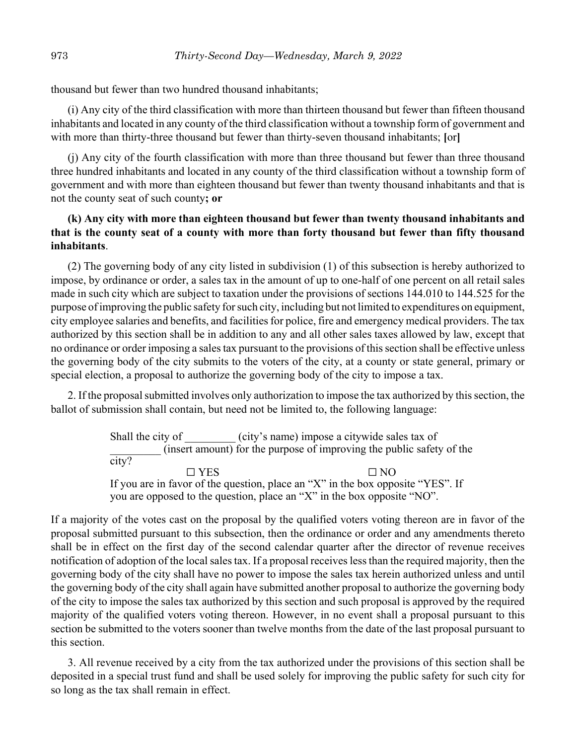thousand but fewer than two hundred thousand inhabitants;

(i) Any city of the third classification with more than thirteen thousand but fewer than fifteen thousand inhabitants and located in any county of the third classification without a township form of government and with more than thirty-three thousand but fewer than thirty-seven thousand inhabitants; **[**or**]**

(j) Any city of the fourth classification with more than three thousand but fewer than three thousand three hundred inhabitants and located in any county of the third classification without a township form of government and with more than eighteen thousand but fewer than twenty thousand inhabitants and that is not the county seat of such county**; or**

**(k) Any city with more than eighteen thousand but fewer than twenty thousand inhabitants and that is the county seat of a county with more than forty thousand but fewer than fifty thousand inhabitants**.

(2) The governing body of any city listed in subdivision (1) of this subsection is hereby authorized to impose, by ordinance or order, a sales tax in the amount of up to one-half of one percent on all retail sales made in such city which are subject to taxation under the provisions of sections 144.010 to 144.525 for the purpose of improving the public safety for such city, including but not limited to expenditures on equipment, city employee salaries and benefits, and facilities for police, fire and emergency medical providers. The tax authorized by this section shall be in addition to any and all other sales taxes allowed by law, except that no ordinance or order imposing a sales tax pursuant to the provisions of this section shall be effective unless the governing body of the city submits to the voters of the city, at a county or state general, primary or special election, a proposal to authorize the governing body of the city to impose a tax.

2. If the proposal submitted involves only authorization to impose the tax authorized by this section, the ballot of submission shall contain, but need not be limited to, the following language:

> Shall the city of _________ (city's name) impose a citywide sales tax of _________ (insert amount) for the purpose of improving the public safety of the city?
>
> ☐ YES ☐ NO
>
> If you are in favor of the question, place an "X" in the box opposite "YES". If you are opposed to the question, place an "X" in the box opposite "NO".

If a majority of the votes cast on the proposal by the qualified voters voting thereon are in favor of the proposal submitted pursuant to this subsection, then the ordinance or order and any amendments thereto shall be in effect on the first day of the second calendar quarter after the director of revenue receives notification of adoption of the local sales tax. If a proposal receives less than the required majority, then the governing body of the city shall have no power to impose the sales tax herein authorized unless and until the governing body of the city shall again have submitted another proposal to authorize the governing body of the city to impose the sales tax authorized by this section and such proposal is approved by the required majority of the qualified voters voting thereon. However, in no event shall a proposal pursuant to this section be submitted to the voters sooner than twelve months from the date of the last proposal pursuant to this section.

3. All revenue received by a city from the tax authorized under the provisions of this section shall be deposited in a special trust fund and shall be used solely for improving the public safety for such city for so long as the tax shall remain in effect.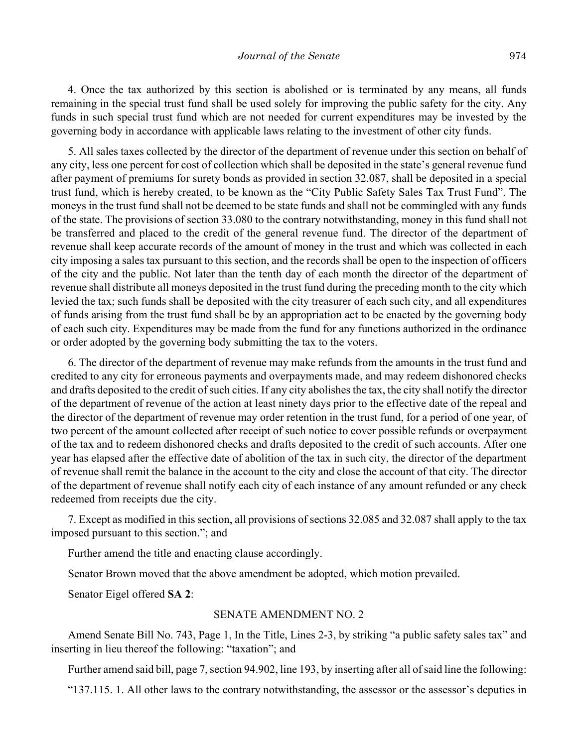4. Once the tax authorized by this section is abolished or is terminated by any means, all funds remaining in the special trust fund shall be used solely for improving the public safety for the city. Any funds in such special trust fund which are not needed for current expenditures may be invested by the governing body in accordance with applicable laws relating to the investment of other city funds.

5. All sales taxes collected by the director of the department of revenue under this section on behalf of any city, less one percent for cost of collection which shall be deposited in the state's general revenue fund after payment of premiums for surety bonds as provided in section 32.087, shall be deposited in a special trust fund, which is hereby created, to be known as the "City Public Safety Sales Tax Trust Fund". The moneys in the trust fund shall not be deemed to be state funds and shall not be commingled with any funds of the state. The provisions of section 33.080 to the contrary notwithstanding, money in this fund shall not be transferred and placed to the credit of the general revenue fund. The director of the department of revenue shall keep accurate records of the amount of money in the trust and which was collected in each city imposing a sales tax pursuant to this section, and the records shall be open to the inspection of officers of the city and the public. Not later than the tenth day of each month the director of the department of revenue shall distribute all moneys deposited in the trust fund during the preceding month to the city which levied the tax; such funds shall be deposited with the city treasurer of each such city, and all expenditures of funds arising from the trust fund shall be by an appropriation act to be enacted by the governing body of each such city. Expenditures may be made from the fund for any functions authorized in the ordinance or order adopted by the governing body submitting the tax to the voters.

6. The director of the department of revenue may make refunds from the amounts in the trust fund and credited to any city for erroneous payments and overpayments made, and may redeem dishonored checks and drafts deposited to the credit of such cities. If any city abolishes the tax, the city shall notify the director of the department of revenue of the action at least ninety days prior to the effective date of the repeal and the director of the department of revenue may order retention in the trust fund, for a period of one year, of two percent of the amount collected after receipt of such notice to cover possible refunds or overpayment of the tax and to redeem dishonored checks and drafts deposited to the credit of such accounts. After one year has elapsed after the effective date of abolition of the tax in such city, the director of the department of revenue shall remit the balance in the account to the city and close the account of that city. The director of the department of revenue shall notify each city of each instance of any amount refunded or any check redeemed from receipts due the city.

7. Except as modified in this section, all provisions of sections 32.085 and 32.087 shall apply to the tax imposed pursuant to this section."; and

Further amend the title and enacting clause accordingly.

Senator Brown moved that the above amendment be adopted, which motion prevailed.

Senator Eigel offered **SA 2**:

SENATE AMENDMENT NO. 2

Amend Senate Bill No. 743, Page 1, In the Title, Lines 2-3, by striking "a public safety sales tax" and inserting in lieu thereof the following: "taxation"; and

Further amend said bill, page 7, section 94.902, line 193, by inserting after all of said line the following:

"137.115. 1. All other laws to the contrary notwithstanding, the assessor or the assessor's deputies in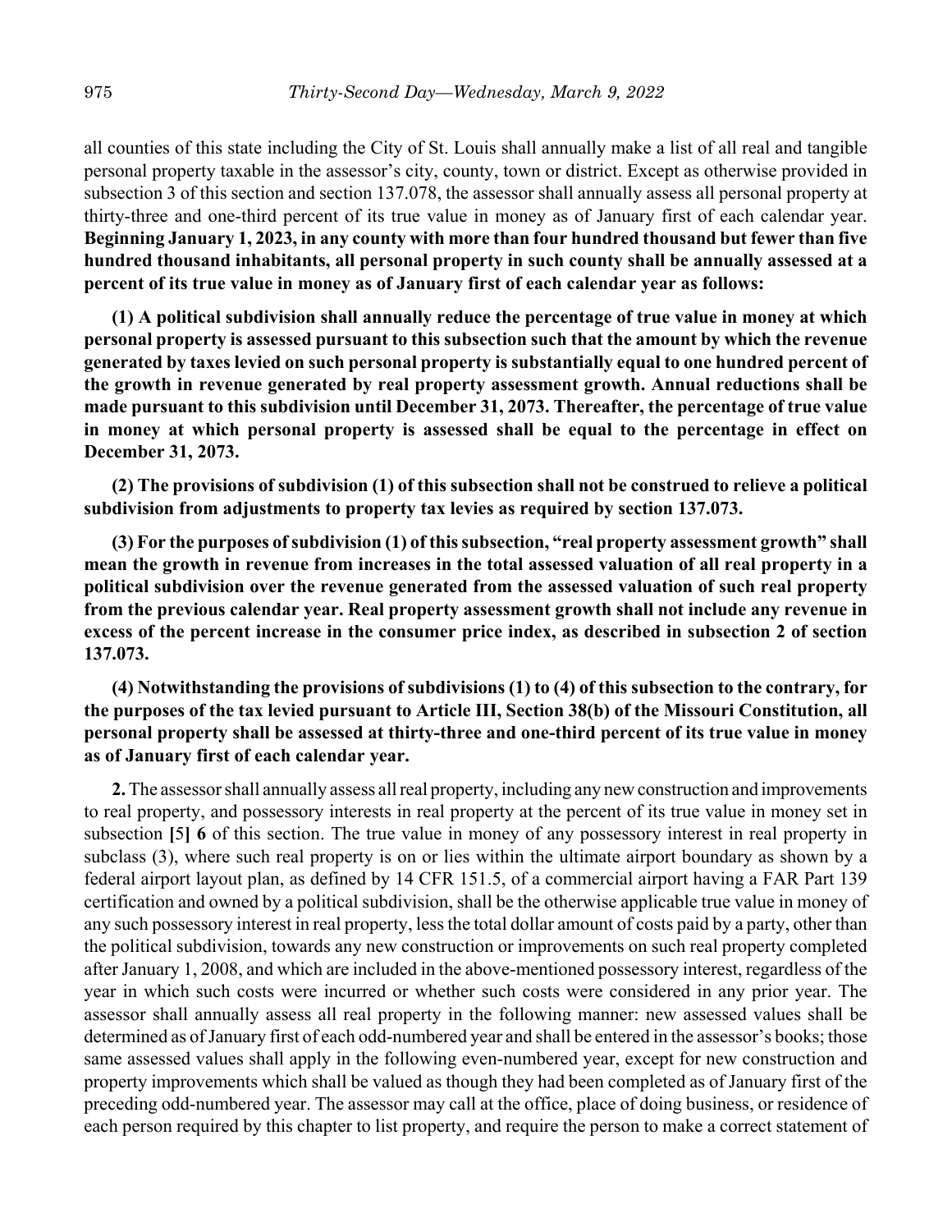all counties of this state including the City of St. Louis shall annually make a list of all real and tangible personal property taxable in the assessor's city, county, town or district. Except as otherwise provided in subsection 3 of this section and section 137.078, the assessor shall annually assess all personal property at thirty-three and one-third percent of its true value in money as of January first of each calendar year. **Beginning January 1, 2023, in any county with more than four hundred thousand but fewer than five hundred thousand inhabitants, all personal property in such county shall be annually assessed at a percent of its true value in money as of January first of each calendar year as follows:**

**(1) A political subdivision shall annually reduce the percentage of true value in money at which personal property is assessed pursuant to this subsection such that the amount by which the revenue generated by taxes levied on such personal property is substantially equal to one hundred percent of the growth in revenue generated by real property assessment growth. Annual reductions shall be made pursuant to this subdivision until December 31, 2073. Thereafter, the percentage of true value in money at which personal property is assessed shall be equal to the percentage in effect on December 31, 2073.**

**(2) The provisions of subdivision (1) of this subsection shall not be construed to relieve a political subdivision from adjustments to property tax levies as required by section 137.073.**

**(3) For the purposes of subdivision (1) of this subsection, "real property assessment growth" shall mean the growth in revenue from increases in the total assessed valuation of all real property in a political subdivision over the revenue generated from the assessed valuation of such real property from the previous calendar year. Real property assessment growth shall not include any revenue in excess of the percent increase in the consumer price index, as described in subsection 2 of section 137.073.**

**(4) Notwithstanding the provisions of subdivisions (1) to (4) of this subsection to the contrary, for the purposes of the tax levied pursuant to Article III, Section 38(b) of the Missouri Constitution, all personal property shall be assessed at thirty-three and one-third percent of its true value in money as of January first of each calendar year.**

**2.** The assessor shall annually assess all real property, including any new construction and improvements to real property, and possessory interests in real property at the percent of its true value in money set in subsection **[**5**] 6** of this section. The true value in money of any possessory interest in real property in subclass (3), where such real property is on or lies within the ultimate airport boundary as shown by a federal airport layout plan, as defined by 14 CFR 151.5, of a commercial airport having a FAR Part 139 certification and owned by a political subdivision, shall be the otherwise applicable true value in money of any such possessory interest in real property, less the total dollar amount of costs paid by a party, other than the political subdivision, towards any new construction or improvements on such real property completed after January 1, 2008, and which are included in the above-mentioned possessory interest, regardless of the year in which such costs were incurred or whether such costs were considered in any prior year. The assessor shall annually assess all real property in the following manner: new assessed values shall be determined as of January first of each odd-numbered year and shall be entered in the assessor's books; those same assessed values shall apply in the following even-numbered year, except for new construction and property improvements which shall be valued as though they had been completed as of January first of the preceding odd-numbered year. The assessor may call at the office, place of doing business, or residence of each person required by this chapter to list property, and require the person to make a correct statement of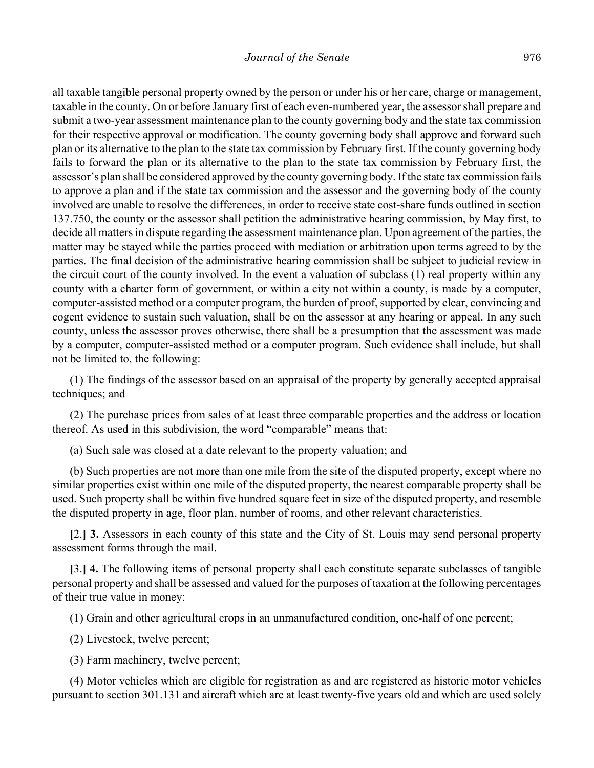all taxable tangible personal property owned by the person or under his or her care, charge or management, taxable in the county. On or before January first of each even-numbered year, the assessor shall prepare and submit a two-year assessment maintenance plan to the county governing body and the state tax commission for their respective approval or modification. The county governing body shall approve and forward such plan or its alternative to the plan to the state tax commission by February first. If the county governing body fails to forward the plan or its alternative to the plan to the state tax commission by February first, the assessor's plan shall be considered approved by the county governing body. If the state tax commission fails to approve a plan and if the state tax commission and the assessor and the governing body of the county involved are unable to resolve the differences, in order to receive state cost-share funds outlined in section 137.750, the county or the assessor shall petition the administrative hearing commission, by May first, to decide all matters in dispute regarding the assessment maintenance plan. Upon agreement of the parties, the matter may be stayed while the parties proceed with mediation or arbitration upon terms agreed to by the parties. The final decision of the administrative hearing commission shall be subject to judicial review in the circuit court of the county involved. In the event a valuation of subclass (1) real property within any county with a charter form of government, or within a city not within a county, is made by a computer, computer-assisted method or a computer program, the burden of proof, supported by clear, convincing and cogent evidence to sustain such valuation, shall be on the assessor at any hearing or appeal. In any such county, unless the assessor proves otherwise, there shall be a presumption that the assessment was made by a computer, computer-assisted method or a computer program. Such evidence shall include, but shall not be limited to, the following:

(1) The findings of the assessor based on an appraisal of the property by generally accepted appraisal techniques; and

(2) The purchase prices from sales of at least three comparable properties and the address or location thereof. As used in this subdivision, the word "comparable" means that:

(a) Such sale was closed at a date relevant to the property valuation; and

(b) Such properties are not more than one mile from the site of the disputed property, except where no similar properties exist within one mile of the disputed property, the nearest comparable property shall be used. Such property shall be within five hundred square feet in size of the disputed property, and resemble the disputed property in age, floor plan, number of rooms, and other relevant characteristics.

**[**2.**]** **3.** Assessors in each county of this state and the City of St. Louis may send personal property assessment forms through the mail.

**[**3.**]** **4.** The following items of personal property shall each constitute separate subclasses of tangible personal property and shall be assessed and valued for the purposes of taxation at the following percentages of their true value in money:

(1) Grain and other agricultural crops in an unmanufactured condition, one-half of one percent;

(2) Livestock, twelve percent;

(3) Farm machinery, twelve percent;

(4) Motor vehicles which are eligible for registration as and are registered as historic motor vehicles pursuant to section 301.131 and aircraft which are at least twenty-five years old and which are used solely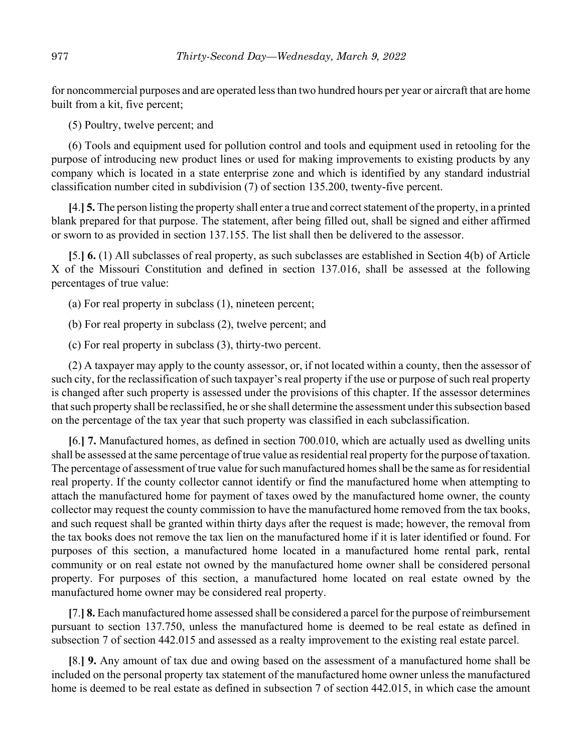for noncommercial purposes and are operated less than two hundred hours per year or aircraft that are home built from a kit, five percent;

(5) Poultry, twelve percent; and

(6) Tools and equipment used for pollution control and tools and equipment used in retooling for the purpose of introducing new product lines or used for making improvements to existing products by any company which is located in a state enterprise zone and which is identified by any standard industrial classification number cited in subdivision (7) of section 135.200, twenty-five percent.

**[**4.**] 5.** The person listing the property shall enter a true and correct statement of the property, in a printed blank prepared for that purpose. The statement, after being filled out, shall be signed and either affirmed or sworn to as provided in section 137.155. The list shall then be delivered to the assessor.

**[**5.**] 6.** (1) All subclasses of real property, as such subclasses are established in Section 4(b) of Article X of the Missouri Constitution and defined in section 137.016, shall be assessed at the following percentages of true value:

(a) For real property in subclass (1), nineteen percent;

(b) For real property in subclass (2), twelve percent; and

(c) For real property in subclass (3), thirty-two percent.

(2) A taxpayer may apply to the county assessor, or, if not located within a county, then the assessor of such city, for the reclassification of such taxpayer's real property if the use or purpose of such real property is changed after such property is assessed under the provisions of this chapter. If the assessor determines that such property shall be reclassified, he or she shall determine the assessment under this subsection based on the percentage of the tax year that such property was classified in each subclassification.

**[**6.**] 7.** Manufactured homes, as defined in section 700.010, which are actually used as dwelling units shall be assessed at the same percentage of true value as residential real property for the purpose of taxation. The percentage of assessment of true value for such manufactured homes shall be the same as for residential real property. If the county collector cannot identify or find the manufactured home when attempting to attach the manufactured home for payment of taxes owed by the manufactured home owner, the county collector may request the county commission to have the manufactured home removed from the tax books, and such request shall be granted within thirty days after the request is made; however, the removal from the tax books does not remove the tax lien on the manufactured home if it is later identified or found. For purposes of this section, a manufactured home located in a manufactured home rental park, rental community or on real estate not owned by the manufactured home owner shall be considered personal property. For purposes of this section, a manufactured home located on real estate owned by the manufactured home owner may be considered real property.

**[**7.**] 8.** Each manufactured home assessed shall be considered a parcel for the purpose of reimbursement pursuant to section 137.750, unless the manufactured home is deemed to be real estate as defined in subsection 7 of section 442.015 and assessed as a realty improvement to the existing real estate parcel.

**[**8.**] 9.** Any amount of tax due and owing based on the assessment of a manufactured home shall be included on the personal property tax statement of the manufactured home owner unless the manufactured home is deemed to be real estate as defined in subsection 7 of section 442.015, in which case the amount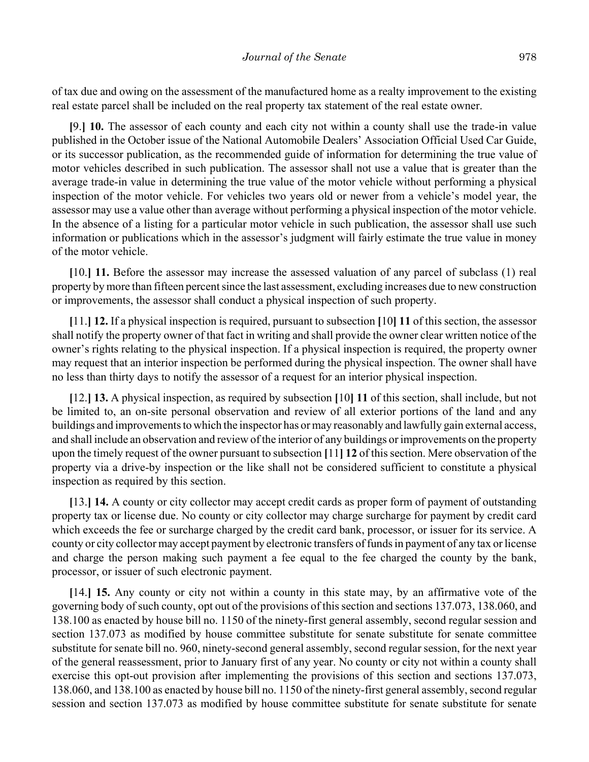of tax due and owing on the assessment of the manufactured home as a realty improvement to the existing real estate parcel shall be included on the real property tax statement of the real estate owner.

**[**9.**] 10.** The assessor of each county and each city not within a county shall use the trade-in value published in the October issue of the National Automobile Dealers' Association Official Used Car Guide, or its successor publication, as the recommended guide of information for determining the true value of motor vehicles described in such publication. The assessor shall not use a value that is greater than the average trade-in value in determining the true value of the motor vehicle without performing a physical inspection of the motor vehicle. For vehicles two years old or newer from a vehicle's model year, the assessor may use a value other than average without performing a physical inspection of the motor vehicle. In the absence of a listing for a particular motor vehicle in such publication, the assessor shall use such information or publications which in the assessor's judgment will fairly estimate the true value in money of the motor vehicle.

**[**10.**] 11.** Before the assessor may increase the assessed valuation of any parcel of subclass (1) real property by more than fifteen percent since the last assessment, excluding increases due to new construction or improvements, the assessor shall conduct a physical inspection of such property.

**[**11.**] 12.** If a physical inspection is required, pursuant to subsection **[**10**] 11** of this section, the assessor shall notify the property owner of that fact in writing and shall provide the owner clear written notice of the owner's rights relating to the physical inspection. If a physical inspection is required, the property owner may request that an interior inspection be performed during the physical inspection. The owner shall have no less than thirty days to notify the assessor of a request for an interior physical inspection.

**[**12.**] 13.** A physical inspection, as required by subsection **[**10**] 11** of this section, shall include, but not be limited to, an on-site personal observation and review of all exterior portions of the land and any buildings and improvements to which the inspector has or may reasonably and lawfully gain external access, and shall include an observation and review of the interior of any buildings or improvements on the property upon the timely request of the owner pursuant to subsection **[**11**] 12** of this section. Mere observation of the property via a drive-by inspection or the like shall not be considered sufficient to constitute a physical inspection as required by this section.

**[**13.**] 14.** A county or city collector may accept credit cards as proper form of payment of outstanding property tax or license due. No county or city collector may charge surcharge for payment by credit card which exceeds the fee or surcharge charged by the credit card bank, processor, or issuer for its service. A county or city collector may accept payment by electronic transfers of funds in payment of any tax or license and charge the person making such payment a fee equal to the fee charged the county by the bank, processor, or issuer of such electronic payment.

**[**14.**] 15.** Any county or city not within a county in this state may, by an affirmative vote of the governing body of such county, opt out of the provisions of this section and sections 137.073, 138.060, and 138.100 as enacted by house bill no. 1150 of the ninety-first general assembly, second regular session and section 137.073 as modified by house committee substitute for senate substitute for senate committee substitute for senate bill no. 960, ninety-second general assembly, second regular session, for the next year of the general reassessment, prior to January first of any year. No county or city not within a county shall exercise this opt-out provision after implementing the provisions of this section and sections 137.073, 138.060, and 138.100 as enacted by house bill no. 1150 of the ninety-first general assembly, second regular session and section 137.073 as modified by house committee substitute for senate substitute for senate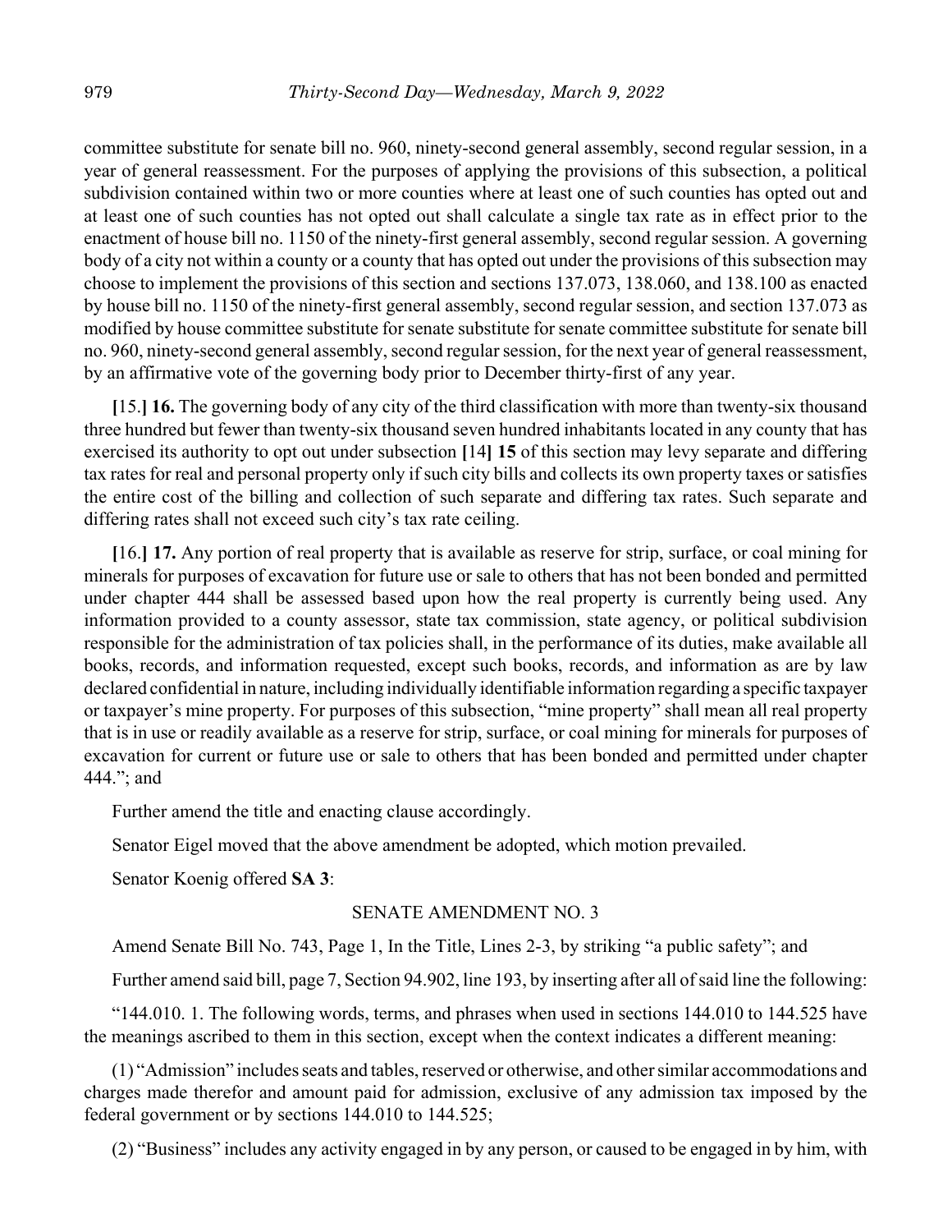committee substitute for senate bill no. 960, ninety-second general assembly, second regular session, in a year of general reassessment. For the purposes of applying the provisions of this subsection, a political subdivision contained within two or more counties where at least one of such counties has opted out and at least one of such counties has not opted out shall calculate a single tax rate as in effect prior to the enactment of house bill no. 1150 of the ninety-first general assembly, second regular session. A governing body of a city not within a county or a county that has opted out under the provisions of this subsection may choose to implement the provisions of this section and sections 137.073, 138.060, and 138.100 as enacted by house bill no. 1150 of the ninety-first general assembly, second regular session, and section 137.073 as modified by house committee substitute for senate substitute for senate committee substitute for senate bill no. 960, ninety-second general assembly, second regular session, for the next year of general reassessment, by an affirmative vote of the governing body prior to December thirty-first of any year.

**[**15.**] 16.** The governing body of any city of the third classification with more than twenty-six thousand three hundred but fewer than twenty-six thousand seven hundred inhabitants located in any county that has exercised its authority to opt out under subsection **[**14**] 15** of this section may levy separate and differing tax rates for real and personal property only if such city bills and collects its own property taxes or satisfies the entire cost of the billing and collection of such separate and differing tax rates. Such separate and differing rates shall not exceed such city's tax rate ceiling.

**[**16.**] 17.** Any portion of real property that is available as reserve for strip, surface, or coal mining for minerals for purposes of excavation for future use or sale to others that has not been bonded and permitted under chapter 444 shall be assessed based upon how the real property is currently being used. Any information provided to a county assessor, state tax commission, state agency, or political subdivision responsible for the administration of tax policies shall, in the performance of its duties, make available all books, records, and information requested, except such books, records, and information as are by law declared confidential in nature, including individually identifiable information regarding a specific taxpayer or taxpayer's mine property. For purposes of this subsection, "mine property" shall mean all real property that is in use or readily available as a reserve for strip, surface, or coal mining for minerals for purposes of excavation for current or future use or sale to others that has been bonded and permitted under chapter 444."; and

Further amend the title and enacting clause accordingly.

Senator Eigel moved that the above amendment be adopted, which motion prevailed.

Senator Koenig offered **SA 3**:

SENATE AMENDMENT NO. 3

Amend Senate Bill No. 743, Page 1, In the Title, Lines 2-3, by striking "a public safety"; and

Further amend said bill, page 7, Section 94.902, line 193, by inserting after all of said line the following:

"144.010. 1. The following words, terms, and phrases when used in sections 144.010 to 144.525 have the meanings ascribed to them in this section, except when the context indicates a different meaning:

(1) "Admission" includes seats and tables, reserved or otherwise, and other similar accommodations and charges made therefor and amount paid for admission, exclusive of any admission tax imposed by the federal government or by sections 144.010 to 144.525;

(2) "Business" includes any activity engaged in by any person, or caused to be engaged in by him, with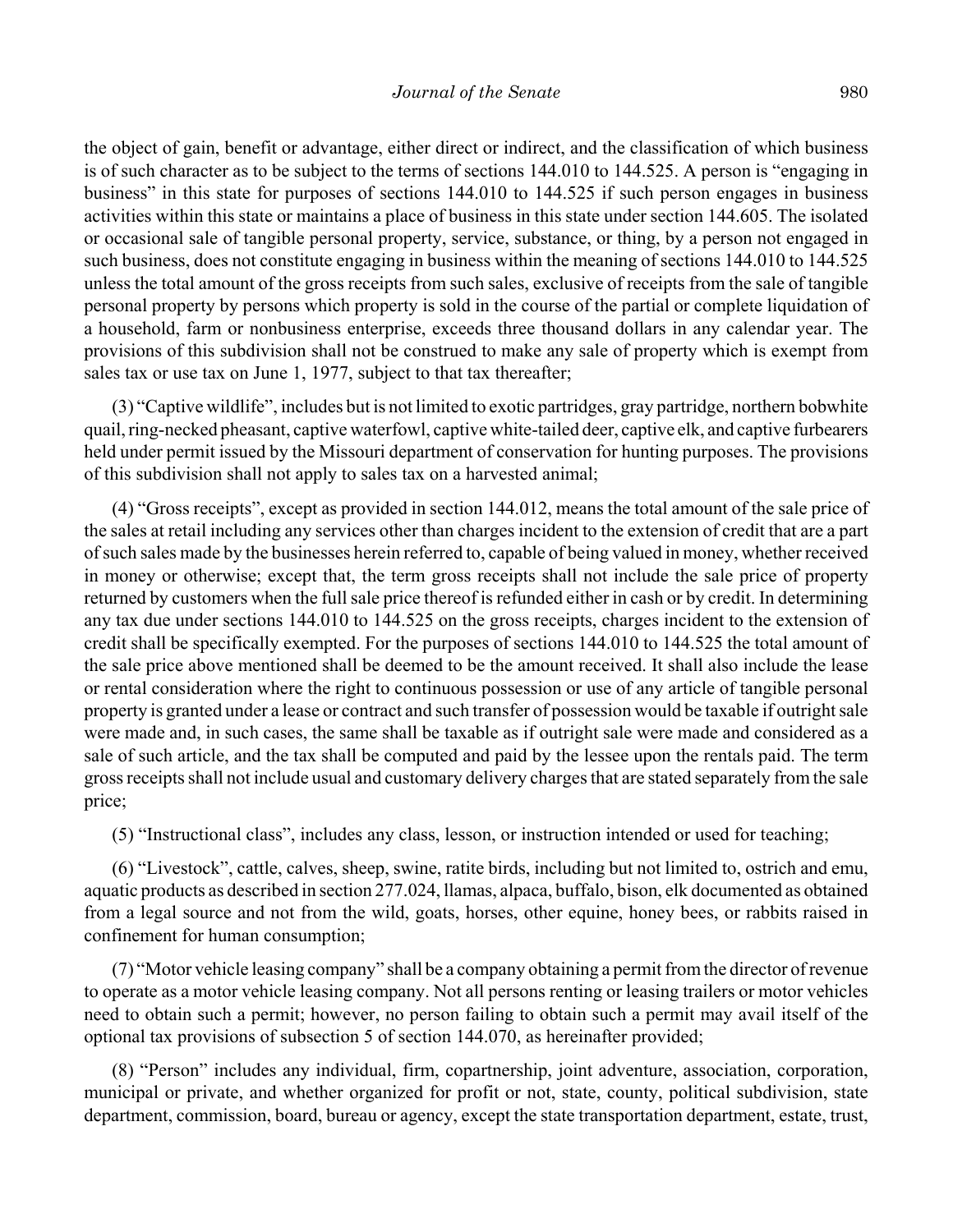the object of gain, benefit or advantage, either direct or indirect, and the classification of which business is of such character as to be subject to the terms of sections 144.010 to 144.525. A person is "engaging in business" in this state for purposes of sections 144.010 to 144.525 if such person engages in business activities within this state or maintains a place of business in this state under section 144.605. The isolated or occasional sale of tangible personal property, service, substance, or thing, by a person not engaged in such business, does not constitute engaging in business within the meaning of sections 144.010 to 144.525 unless the total amount of the gross receipts from such sales, exclusive of receipts from the sale of tangible personal property by persons which property is sold in the course of the partial or complete liquidation of a household, farm or nonbusiness enterprise, exceeds three thousand dollars in any calendar year. The provisions of this subdivision shall not be construed to make any sale of property which is exempt from sales tax or use tax on June 1, 1977, subject to that tax thereafter;

(3) "Captive wildlife", includes but is not limited to exotic partridges, gray partridge, northern bobwhite quail, ring-necked pheasant, captive waterfowl, captive white-tailed deer, captive elk, and captive furbearers held under permit issued by the Missouri department of conservation for hunting purposes. The provisions of this subdivision shall not apply to sales tax on a harvested animal;

(4) "Gross receipts", except as provided in section 144.012, means the total amount of the sale price of the sales at retail including any services other than charges incident to the extension of credit that are a part of such sales made by the businesses herein referred to, capable of being valued in money, whether received in money or otherwise; except that, the term gross receipts shall not include the sale price of property returned by customers when the full sale price thereof is refunded either in cash or by credit. In determining any tax due under sections 144.010 to 144.525 on the gross receipts, charges incident to the extension of credit shall be specifically exempted. For the purposes of sections 144.010 to 144.525 the total amount of the sale price above mentioned shall be deemed to be the amount received. It shall also include the lease or rental consideration where the right to continuous possession or use of any article of tangible personal property is granted under a lease or contract and such transfer of possession would be taxable if outright sale were made and, in such cases, the same shall be taxable as if outright sale were made and considered as a sale of such article, and the tax shall be computed and paid by the lessee upon the rentals paid. The term gross receipts shall not include usual and customary delivery charges that are stated separately from the sale price;

(5) "Instructional class", includes any class, lesson, or instruction intended or used for teaching;

(6) "Livestock", cattle, calves, sheep, swine, ratite birds, including but not limited to, ostrich and emu, aquatic products as described in section 277.024, llamas, alpaca, buffalo, bison, elk documented as obtained from a legal source and not from the wild, goats, horses, other equine, honey bees, or rabbits raised in confinement for human consumption;

(7) "Motor vehicle leasing company" shall be a company obtaining a permit from the director of revenue to operate as a motor vehicle leasing company. Not all persons renting or leasing trailers or motor vehicles need to obtain such a permit; however, no person failing to obtain such a permit may avail itself of the optional tax provisions of subsection 5 of section 144.070, as hereinafter provided;

(8) "Person" includes any individual, firm, copartnership, joint adventure, association, corporation, municipal or private, and whether organized for profit or not, state, county, political subdivision, state department, commission, board, bureau or agency, except the state transportation department, estate, trust,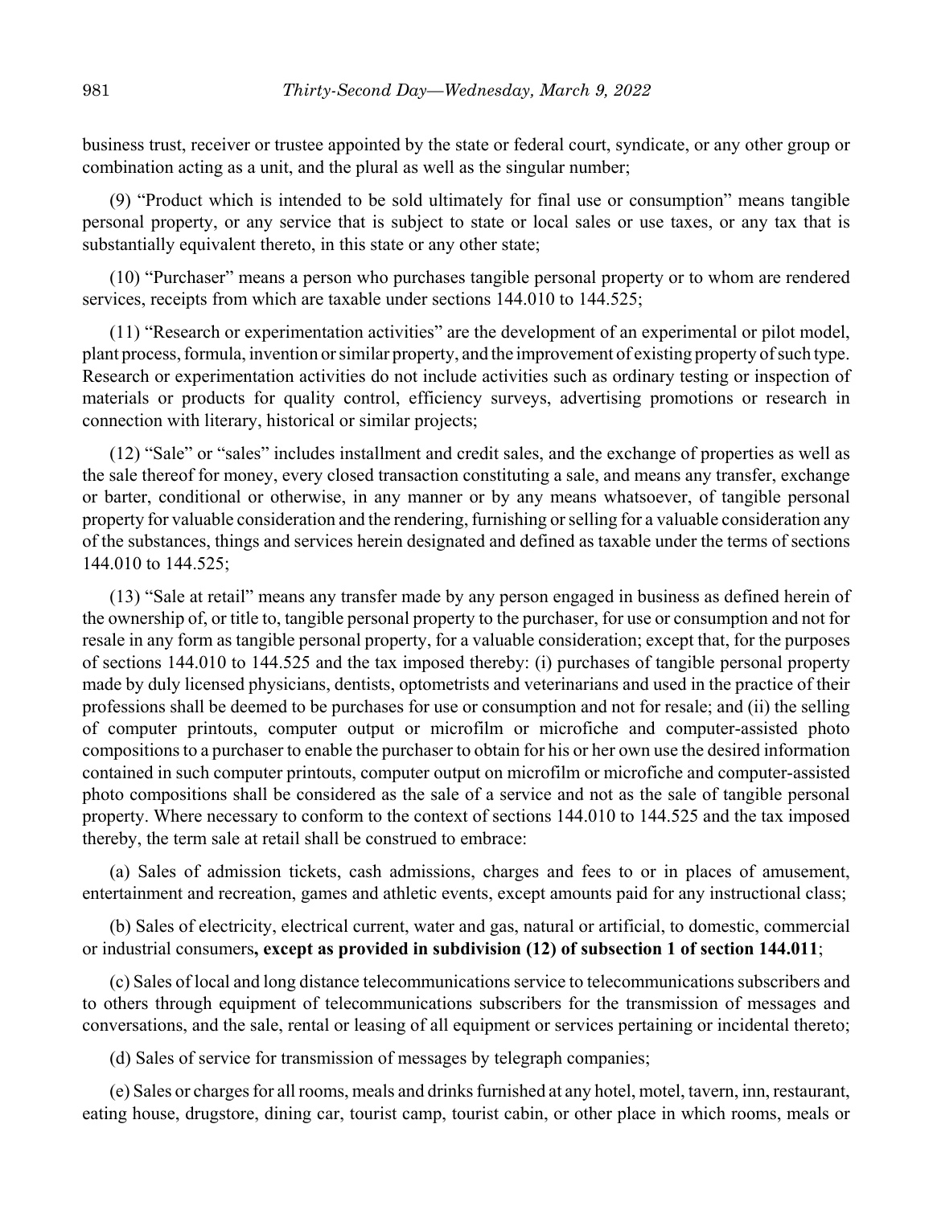business trust, receiver or trustee appointed by the state or federal court, syndicate, or any other group or combination acting as a unit, and the plural as well as the singular number;

(9) "Product which is intended to be sold ultimately for final use or consumption" means tangible personal property, or any service that is subject to state or local sales or use taxes, or any tax that is substantially equivalent thereto, in this state or any other state;

(10) "Purchaser" means a person who purchases tangible personal property or to whom are rendered services, receipts from which are taxable under sections 144.010 to 144.525;

(11) "Research or experimentation activities" are the development of an experimental or pilot model, plant process, formula, invention or similar property, and the improvement of existing property of such type. Research or experimentation activities do not include activities such as ordinary testing or inspection of materials or products for quality control, efficiency surveys, advertising promotions or research in connection with literary, historical or similar projects;

(12) "Sale" or "sales" includes installment and credit sales, and the exchange of properties as well as the sale thereof for money, every closed transaction constituting a sale, and means any transfer, exchange or barter, conditional or otherwise, in any manner or by any means whatsoever, of tangible personal property for valuable consideration and the rendering, furnishing or selling for a valuable consideration any of the substances, things and services herein designated and defined as taxable under the terms of sections 144.010 to 144.525;

(13) "Sale at retail" means any transfer made by any person engaged in business as defined herein of the ownership of, or title to, tangible personal property to the purchaser, for use or consumption and not for resale in any form as tangible personal property, for a valuable consideration; except that, for the purposes of sections 144.010 to 144.525 and the tax imposed thereby: (i) purchases of tangible personal property made by duly licensed physicians, dentists, optometrists and veterinarians and used in the practice of their professions shall be deemed to be purchases for use or consumption and not for resale; and (ii) the selling of computer printouts, computer output or microfilm or microfiche and computer-assisted photo compositions to a purchaser to enable the purchaser to obtain for his or her own use the desired information contained in such computer printouts, computer output on microfilm or microfiche and computer-assisted photo compositions shall be considered as the sale of a service and not as the sale of tangible personal property. Where necessary to conform to the context of sections 144.010 to 144.525 and the tax imposed thereby, the term sale at retail shall be construed to embrace:

(a) Sales of admission tickets, cash admissions, charges and fees to or in places of amusement, entertainment and recreation, games and athletic events, except amounts paid for any instructional class;

(b) Sales of electricity, electrical current, water and gas, natural or artificial, to domestic, commercial or industrial consumers**, except as provided in subdivision (12) of subsection 1 of section 144.011**;

(c) Sales of local and long distance telecommunications service to telecommunications subscribers and to others through equipment of telecommunications subscribers for the transmission of messages and conversations, and the sale, rental or leasing of all equipment or services pertaining or incidental thereto;

(d) Sales of service for transmission of messages by telegraph companies;

(e) Sales or charges for all rooms, meals and drinks furnished at any hotel, motel, tavern, inn, restaurant, eating house, drugstore, dining car, tourist camp, tourist cabin, or other place in which rooms, meals or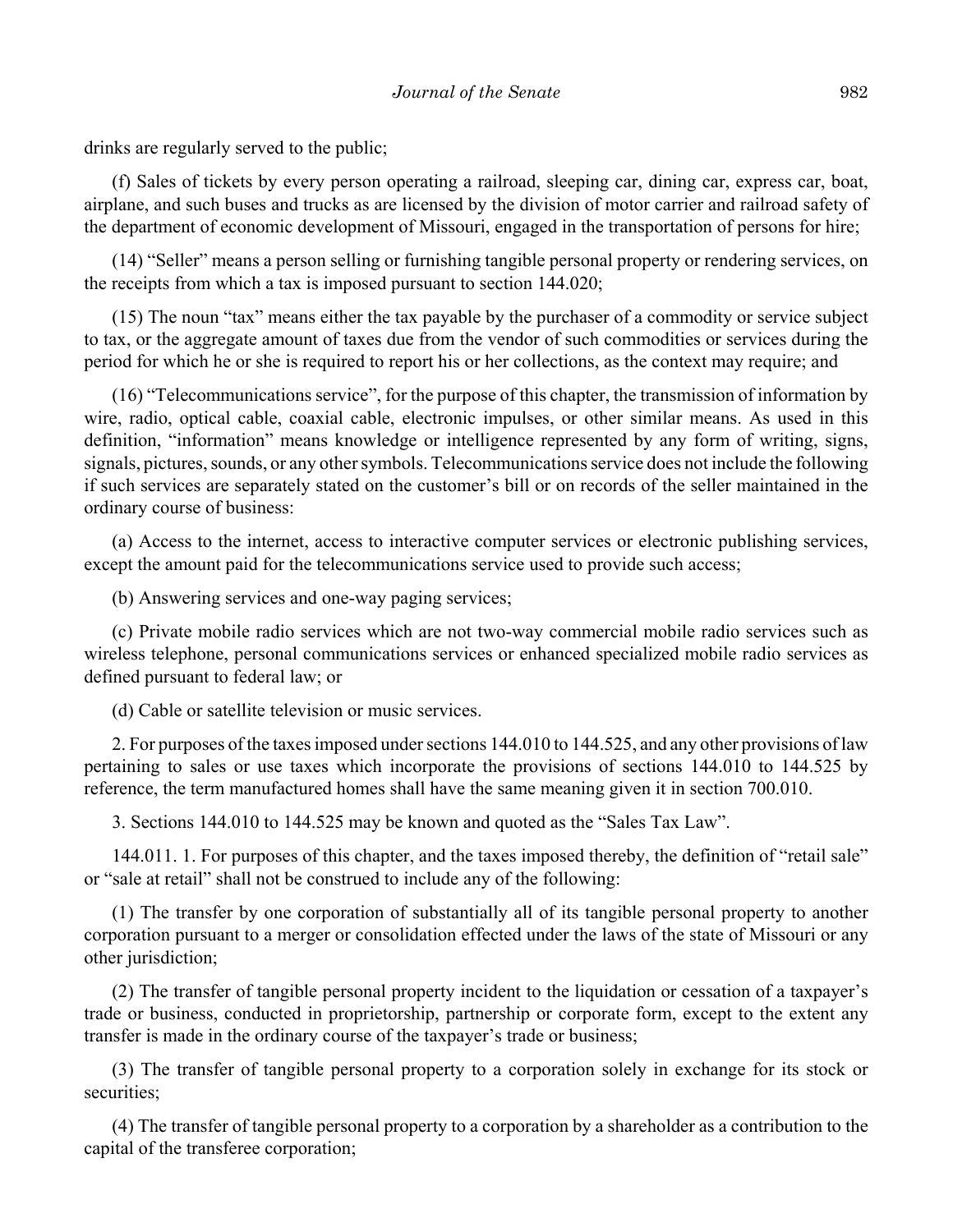drinks are regularly served to the public;

(f) Sales of tickets by every person operating a railroad, sleeping car, dining car, express car, boat, airplane, and such buses and trucks as are licensed by the division of motor carrier and railroad safety of the department of economic development of Missouri, engaged in the transportation of persons for hire;

(14) "Seller" means a person selling or furnishing tangible personal property or rendering services, on the receipts from which a tax is imposed pursuant to section 144.020;

(15) The noun "tax" means either the tax payable by the purchaser of a commodity or service subject to tax, or the aggregate amount of taxes due from the vendor of such commodities or services during the period for which he or she is required to report his or her collections, as the context may require; and

(16) "Telecommunications service", for the purpose of this chapter, the transmission of information by wire, radio, optical cable, coaxial cable, electronic impulses, or other similar means. As used in this definition, "information" means knowledge or intelligence represented by any form of writing, signs, signals, pictures, sounds, or any other symbols. Telecommunications service does not include the following if such services are separately stated on the customer's bill or on records of the seller maintained in the ordinary course of business:

(a) Access to the internet, access to interactive computer services or electronic publishing services, except the amount paid for the telecommunications service used to provide such access;

(b) Answering services and one-way paging services;

(c) Private mobile radio services which are not two-way commercial mobile radio services such as wireless telephone, personal communications services or enhanced specialized mobile radio services as defined pursuant to federal law; or

(d) Cable or satellite television or music services.

2. For purposes of the taxes imposed under sections 144.010 to 144.525, and any other provisions of law pertaining to sales or use taxes which incorporate the provisions of sections 144.010 to 144.525 by reference, the term manufactured homes shall have the same meaning given it in section 700.010.

3. Sections 144.010 to 144.525 may be known and quoted as the "Sales Tax Law".

144.011. 1. For purposes of this chapter, and the taxes imposed thereby, the definition of "retail sale" or "sale at retail" shall not be construed to include any of the following:

(1) The transfer by one corporation of substantially all of its tangible personal property to another corporation pursuant to a merger or consolidation effected under the laws of the state of Missouri or any other jurisdiction;

(2) The transfer of tangible personal property incident to the liquidation or cessation of a taxpayer's trade or business, conducted in proprietorship, partnership or corporate form, except to the extent any transfer is made in the ordinary course of the taxpayer's trade or business;

(3) The transfer of tangible personal property to a corporation solely in exchange for its stock or securities;

(4) The transfer of tangible personal property to a corporation by a shareholder as a contribution to the capital of the transferee corporation;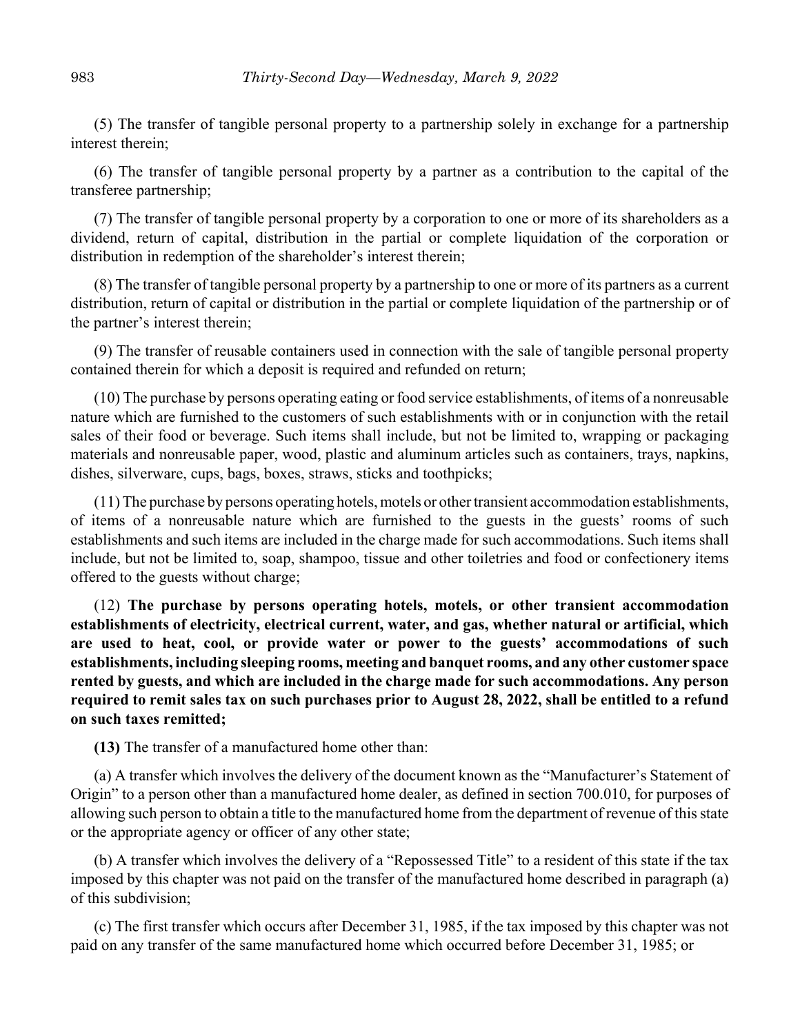(5) The transfer of tangible personal property to a partnership solely in exchange for a partnership interest therein;

(6) The transfer of tangible personal property by a partner as a contribution to the capital of the transferee partnership;

(7) The transfer of tangible personal property by a corporation to one or more of its shareholders as a dividend, return of capital, distribution in the partial or complete liquidation of the corporation or distribution in redemption of the shareholder's interest therein;

(8) The transfer of tangible personal property by a partnership to one or more of its partners as a current distribution, return of capital or distribution in the partial or complete liquidation of the partnership or of the partner's interest therein;

(9) The transfer of reusable containers used in connection with the sale of tangible personal property contained therein for which a deposit is required and refunded on return;

(10) The purchase by persons operating eating or food service establishments, of items of a nonreusable nature which are furnished to the customers of such establishments with or in conjunction with the retail sales of their food or beverage. Such items shall include, but not be limited to, wrapping or packaging materials and nonreusable paper, wood, plastic and aluminum articles such as containers, trays, napkins, dishes, silverware, cups, bags, boxes, straws, sticks and toothpicks;

(11) The purchase by persons operating hotels, motels or other transient accommodation establishments, of items of a nonreusable nature which are furnished to the guests in the guests' rooms of such establishments and such items are included in the charge made for such accommodations. Such items shall include, but not be limited to, soap, shampoo, tissue and other toiletries and food or confectionery items offered to the guests without charge;

(12) **The purchase by persons operating hotels, motels, or other transient accommodation establishments of electricity, electrical current, water, and gas, whether natural or artificial, which are used to heat, cool, or provide water or power to the guests' accommodations of such establishments, including sleeping rooms, meeting and banquet rooms, and any other customer space rented by guests, and which are included in the charge made for such accommodations. Any person required to remit sales tax on such purchases prior to August 28, 2022, shall be entitled to a refund on such taxes remitted;**

**(13)** The transfer of a manufactured home other than:

(a) A transfer which involves the delivery of the document known as the "Manufacturer's Statement of Origin" to a person other than a manufactured home dealer, as defined in section 700.010, for purposes of allowing such person to obtain a title to the manufactured home from the department of revenue of this state or the appropriate agency or officer of any other state;

(b) A transfer which involves the delivery of a "Repossessed Title" to a resident of this state if the tax imposed by this chapter was not paid on the transfer of the manufactured home described in paragraph (a) of this subdivision;

(c) The first transfer which occurs after December 31, 1985, if the tax imposed by this chapter was not paid on any transfer of the same manufactured home which occurred before December 31, 1985; or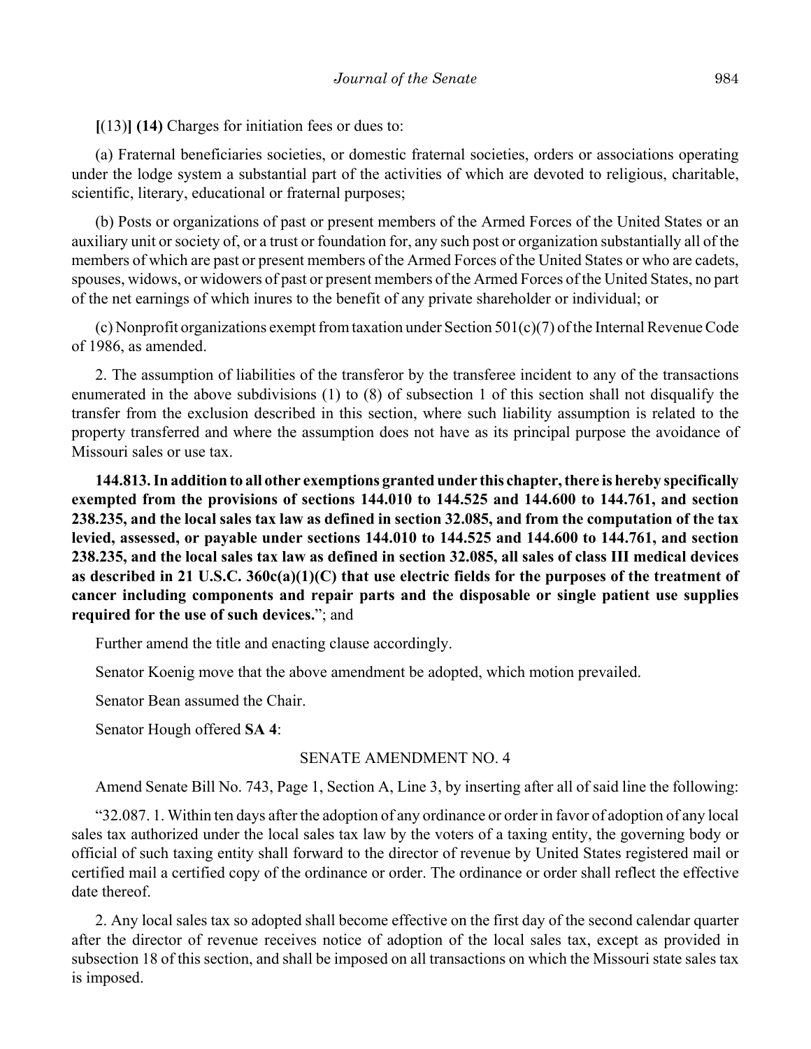**[**(13)**] (14)** Charges for initiation fees or dues to:

(a) Fraternal beneficiaries societies, or domestic fraternal societies, orders or associations operating under the lodge system a substantial part of the activities of which are devoted to religious, charitable, scientific, literary, educational or fraternal purposes;

(b) Posts or organizations of past or present members of the Armed Forces of the United States or an auxiliary unit or society of, or a trust or foundation for, any such post or organization substantially all of the members of which are past or present members of the Armed Forces of the United States or who are cadets, spouses, widows, or widowers of past or present members of the Armed Forces of the United States, no part of the net earnings of which inures to the benefit of any private shareholder or individual; or

(c) Nonprofit organizations exempt from taxation under Section 501(c)(7) of the Internal Revenue Code of 1986, as amended.

2. The assumption of liabilities of the transferor by the transferee incident to any of the transactions enumerated in the above subdivisions (1) to (8) of subsection 1 of this section shall not disqualify the transfer from the exclusion described in this section, where such liability assumption is related to the property transferred and where the assumption does not have as its principal purpose the avoidance of Missouri sales or use tax.

**144.813. In addition to all other exemptions granted under this chapter, there is hereby specifically exempted from the provisions of sections 144.010 to 144.525 and 144.600 to 144.761, and section 238.235, and the local sales tax law as defined in section 32.085, and from the computation of the tax levied, assessed, or payable under sections 144.010 to 144.525 and 144.600 to 144.761, and section 238.235, and the local sales tax law as defined in section 32.085, all sales of class III medical devices as described in 21 U.S.C. 360c(a)(1)(C) that use electric fields for the purposes of the treatment of cancer including components and repair parts and the disposable or single patient use supplies required for the use of such devices.**"; and

Further amend the title and enacting clause accordingly.

Senator Koenig move that the above amendment be adopted, which motion prevailed.

Senator Bean assumed the Chair.

Senator Hough offered **SA 4**:

SENATE AMENDMENT NO. 4

Amend Senate Bill No. 743, Page 1, Section A, Line 3, by inserting after all of said line the following:

"32.087. 1. Within ten days after the adoption of any ordinance or order in favor of adoption of any local sales tax authorized under the local sales tax law by the voters of a taxing entity, the governing body or official of such taxing entity shall forward to the director of revenue by United States registered mail or certified mail a certified copy of the ordinance or order. The ordinance or order shall reflect the effective date thereof.

2. Any local sales tax so adopted shall become effective on the first day of the second calendar quarter after the director of revenue receives notice of adoption of the local sales tax, except as provided in subsection 18 of this section, and shall be imposed on all transactions on which the Missouri state sales tax is imposed.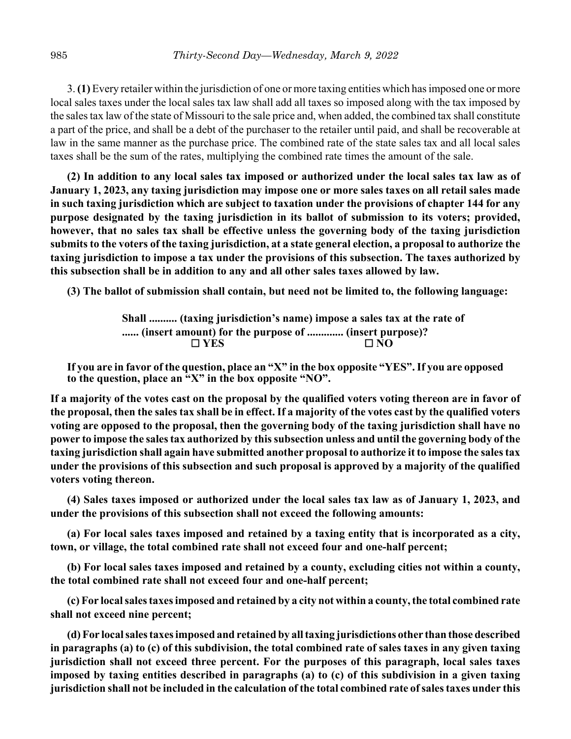3. **(1)** Every retailer within the jurisdiction of one or more taxing entities which has imposed one or more local sales taxes under the local sales tax law shall add all taxes so imposed along with the tax imposed by the sales tax law of the state of Missouri to the sale price and, when added, the combined tax shall constitute a part of the price, and shall be a debt of the purchaser to the retailer until paid, and shall be recoverable at law in the same manner as the purchase price. The combined rate of the state sales tax and all local sales taxes shall be the sum of the rates, multiplying the combined rate times the amount of the sale.

**(2) In addition to any local sales tax imposed or authorized under the local sales tax law as of January 1, 2023, any taxing jurisdiction may impose one or more sales taxes on all retail sales made in such taxing jurisdiction which are subject to taxation under the provisions of chapter 144 for any purpose designated by the taxing jurisdiction in its ballot of submission to its voters; provided, however, that no sales tax shall be effective unless the governing body of the taxing jurisdiction submits to the voters of the taxing jurisdiction, at a state general election, a proposal to authorize the taxing jurisdiction to impose a tax under the provisions of this subsection. The taxes authorized by this subsection shall be in addition to any and all other sales taxes allowed by law.**

**(3) The ballot of submission shall contain, but need not be limited to, the following language:**

> **Shall .......... (taxing jurisdiction's name) impose a sales tax at the rate of ...... (insert amount) for the purpose of ............. (insert purpose)?**
>
> **☐ YES ☐ NO**

**If you are in favor of the question, place an "X" in the box opposite "YES". If you are opposed to the question, place an "X" in the box opposite "NO".**

**If a majority of the votes cast on the proposal by the qualified voters voting thereon are in favor of the proposal, then the sales tax shall be in effect. If a majority of the votes cast by the qualified voters voting are opposed to the proposal, then the governing body of the taxing jurisdiction shall have no power to impose the sales tax authorized by this subsection unless and until the governing body of the taxing jurisdiction shall again have submitted another proposal to authorize it to impose the sales tax under the provisions of this subsection and such proposal is approved by a majority of the qualified voters voting thereon.**

**(4) Sales taxes imposed or authorized under the local sales tax law as of January 1, 2023, and under the provisions of this subsection shall not exceed the following amounts:**

**(a) For local sales taxes imposed and retained by a taxing entity that is incorporated as a city, town, or village, the total combined rate shall not exceed four and one-half percent;**

**(b) For local sales taxes imposed and retained by a county, excluding cities not within a county, the total combined rate shall not exceed four and one-half percent;**

**(c) For local sales taxes imposed and retained by a city not within a county, the total combined rate shall not exceed nine percent;**

**(d) For local sales taxes imposed and retained by all taxing jurisdictions other than those described in paragraphs (a) to (c) of this subdivision, the total combined rate of sales taxes in any given taxing jurisdiction shall not exceed three percent. For the purposes of this paragraph, local sales taxes imposed by taxing entities described in paragraphs (a) to (c) of this subdivision in a given taxing jurisdiction shall not be included in the calculation of the total combined rate of sales taxes under this**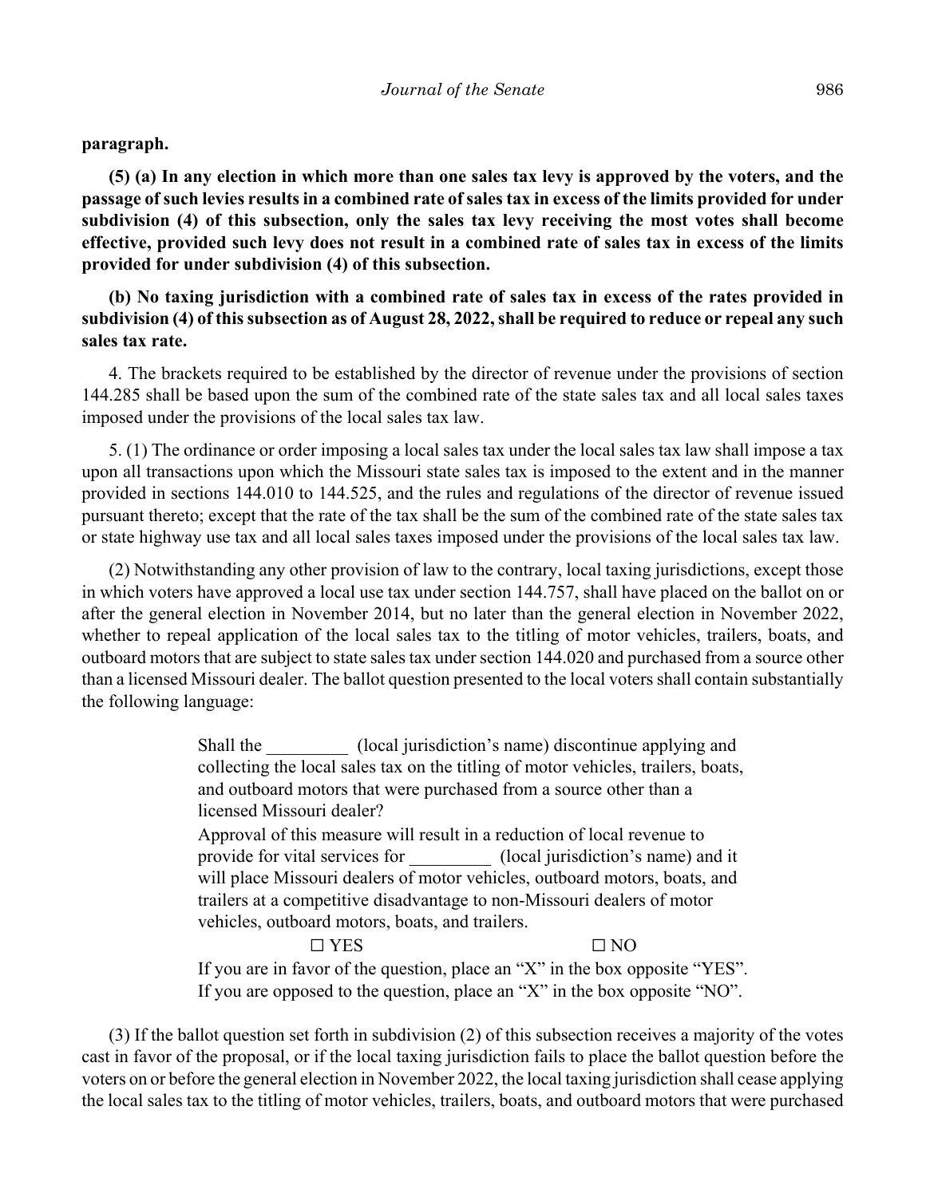**paragraph.**

**(5) (a) In any election in which more than one sales tax levy is approved by the voters, and the passage of such levies results in a combined rate of sales tax in excess of the limits provided for under subdivision (4) of this subsection, only the sales tax levy receiving the most votes shall become effective, provided such levy does not result in a combined rate of sales tax in excess of the limits provided for under subdivision (4) of this subsection.**

**(b) No taxing jurisdiction with a combined rate of sales tax in excess of the rates provided in subdivision (4) of this subsection as of August 28, 2022, shall be required to reduce or repeal any such sales tax rate.**

4. The brackets required to be established by the director of revenue under the provisions of section 144.285 shall be based upon the sum of the combined rate of the state sales tax and all local sales taxes imposed under the provisions of the local sales tax law.

5. (1) The ordinance or order imposing a local sales tax under the local sales tax law shall impose a tax upon all transactions upon which the Missouri state sales tax is imposed to the extent and in the manner provided in sections 144.010 to 144.525, and the rules and regulations of the director of revenue issued pursuant thereto; except that the rate of the tax shall be the sum of the combined rate of the state sales tax or state highway use tax and all local sales taxes imposed under the provisions of the local sales tax law.

(2) Notwithstanding any other provision of law to the contrary, local taxing jurisdictions, except those in which voters have approved a local use tax under section 144.757, shall have placed on the ballot on or after the general election in November 2014, but no later than the general election in November 2022, whether to repeal application of the local sales tax to the titling of motor vehicles, trailers, boats, and outboard motors that are subject to state sales tax under section 144.020 and purchased from a source other than a licensed Missouri dealer. The ballot question presented to the local voters shall contain substantially the following language:

> Shall the _________ (local jurisdiction's name) discontinue applying and collecting the local sales tax on the titling of motor vehicles, trailers, boats, and outboard motors that were purchased from a source other than a licensed Missouri dealer?
>
> Approval of this measure will result in a reduction of local revenue to provide for vital services for _________ (local jurisdiction's name) and it will place Missouri dealers of motor vehicles, outboard motors, boats, and trailers at a competitive disadvantage to non-Missouri dealers of motor vehicles, outboard motors, boats, and trailers.
>
> ☐ YES ☐ NO
>
> If you are in favor of the question, place an "X" in the box opposite "YES".
> If you are opposed to the question, place an "X" in the box opposite "NO".

(3) If the ballot question set forth in subdivision (2) of this subsection receives a majority of the votes cast in favor of the proposal, or if the local taxing jurisdiction fails to place the ballot question before the voters on or before the general election in November 2022, the local taxing jurisdiction shall cease applying the local sales tax to the titling of motor vehicles, trailers, boats, and outboard motors that were purchased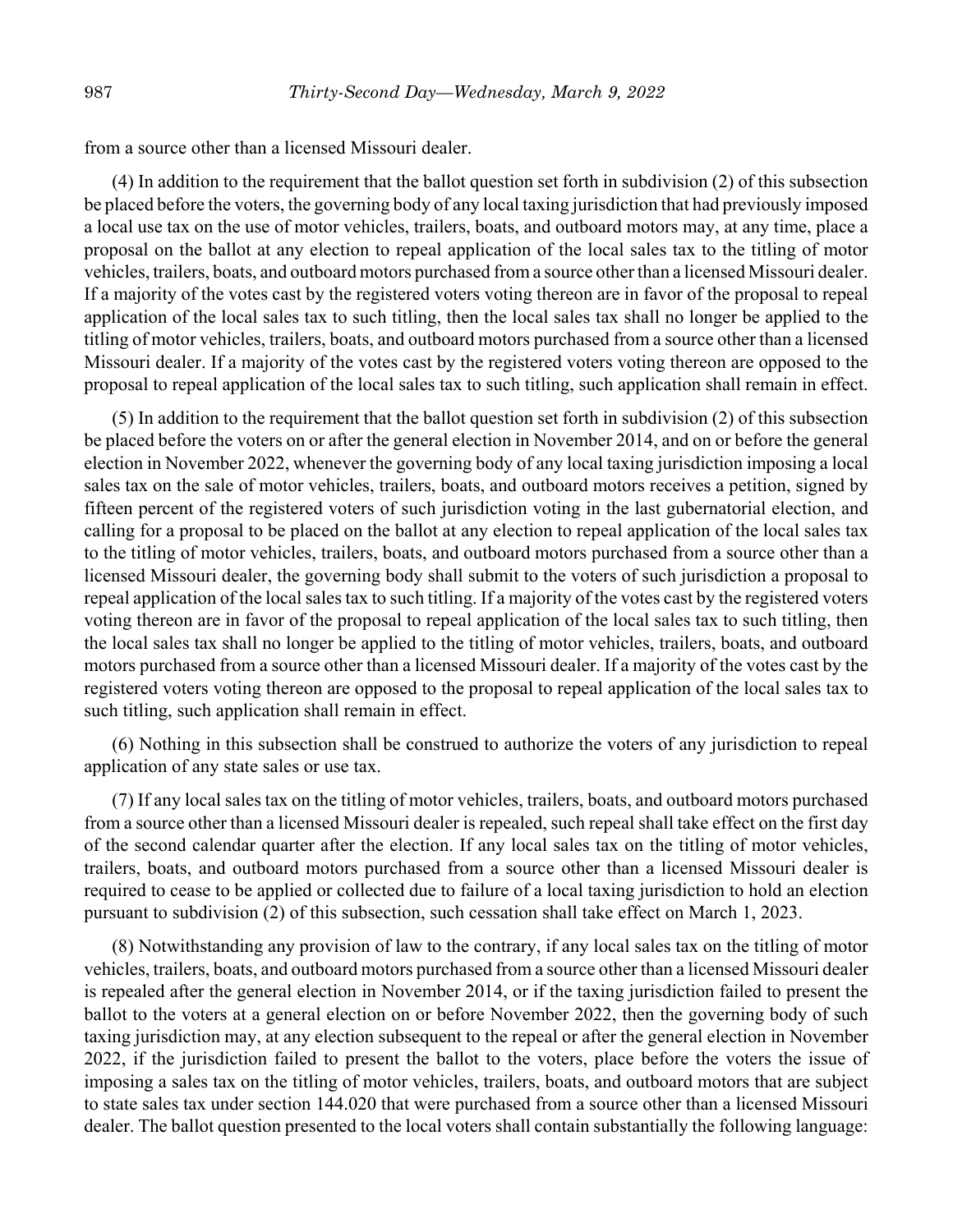from a source other than a licensed Missouri dealer.

(4) In addition to the requirement that the ballot question set forth in subdivision (2) of this subsection be placed before the voters, the governing body of any local taxing jurisdiction that had previously imposed a local use tax on the use of motor vehicles, trailers, boats, and outboard motors may, at any time, place a proposal on the ballot at any election to repeal application of the local sales tax to the titling of motor vehicles, trailers, boats, and outboard motors purchased from a source other than a licensed Missouri dealer. If a majority of the votes cast by the registered voters voting thereon are in favor of the proposal to repeal application of the local sales tax to such titling, then the local sales tax shall no longer be applied to the titling of motor vehicles, trailers, boats, and outboard motors purchased from a source other than a licensed Missouri dealer. If a majority of the votes cast by the registered voters voting thereon are opposed to the proposal to repeal application of the local sales tax to such titling, such application shall remain in effect.

(5) In addition to the requirement that the ballot question set forth in subdivision (2) of this subsection be placed before the voters on or after the general election in November 2014, and on or before the general election in November 2022, whenever the governing body of any local taxing jurisdiction imposing a local sales tax on the sale of motor vehicles, trailers, boats, and outboard motors receives a petition, signed by fifteen percent of the registered voters of such jurisdiction voting in the last gubernatorial election, and calling for a proposal to be placed on the ballot at any election to repeal application of the local sales tax to the titling of motor vehicles, trailers, boats, and outboard motors purchased from a source other than a licensed Missouri dealer, the governing body shall submit to the voters of such jurisdiction a proposal to repeal application of the local sales tax to such titling. If a majority of the votes cast by the registered voters voting thereon are in favor of the proposal to repeal application of the local sales tax to such titling, then the local sales tax shall no longer be applied to the titling of motor vehicles, trailers, boats, and outboard motors purchased from a source other than a licensed Missouri dealer. If a majority of the votes cast by the registered voters voting thereon are opposed to the proposal to repeal application of the local sales tax to such titling, such application shall remain in effect.

(6) Nothing in this subsection shall be construed to authorize the voters of any jurisdiction to repeal application of any state sales or use tax.

(7) If any local sales tax on the titling of motor vehicles, trailers, boats, and outboard motors purchased from a source other than a licensed Missouri dealer is repealed, such repeal shall take effect on the first day of the second calendar quarter after the election. If any local sales tax on the titling of motor vehicles, trailers, boats, and outboard motors purchased from a source other than a licensed Missouri dealer is required to cease to be applied or collected due to failure of a local taxing jurisdiction to hold an election pursuant to subdivision (2) of this subsection, such cessation shall take effect on March 1, 2023.

(8) Notwithstanding any provision of law to the contrary, if any local sales tax on the titling of motor vehicles, trailers, boats, and outboard motors purchased from a source other than a licensed Missouri dealer is repealed after the general election in November 2014, or if the taxing jurisdiction failed to present the ballot to the voters at a general election on or before November 2022, then the governing body of such taxing jurisdiction may, at any election subsequent to the repeal or after the general election in November 2022, if the jurisdiction failed to present the ballot to the voters, place before the voters the issue of imposing a sales tax on the titling of motor vehicles, trailers, boats, and outboard motors that are subject to state sales tax under section 144.020 that were purchased from a source other than a licensed Missouri dealer. The ballot question presented to the local voters shall contain substantially the following language: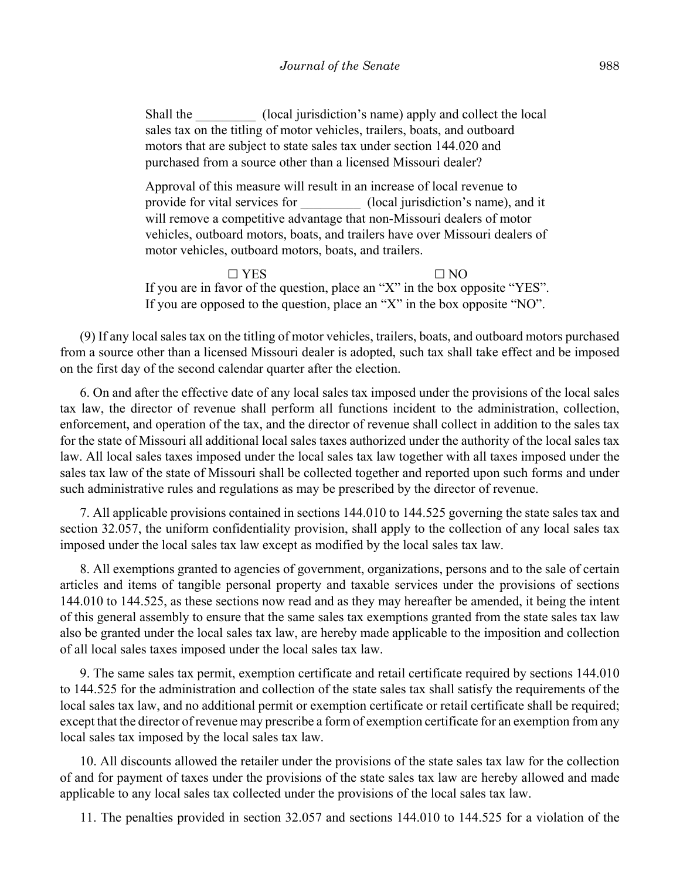Shall the _________ (local jurisdiction's name) apply and collect the local sales tax on the titling of motor vehicles, trailers, boats, and outboard motors that are subject to state sales tax under section 144.020 and purchased from a source other than a licensed Missouri dealer?

Approval of this measure will result in an increase of local revenue to provide for vital services for _________ (local jurisdiction's name), and it will remove a competitive advantage that non-Missouri dealers of motor vehicles, outboard motors, boats, and trailers have over Missouri dealers of motor vehicles, outboard motors, boats, and trailers.

☐ YES ☐ NO

If you are in favor of the question, place an "X" in the box opposite "YES".
If you are opposed to the question, place an "X" in the box opposite "NO".

(9) If any local sales tax on the titling of motor vehicles, trailers, boats, and outboard motors purchased from a source other than a licensed Missouri dealer is adopted, such tax shall take effect and be imposed on the first day of the second calendar quarter after the election.

6. On and after the effective date of any local sales tax imposed under the provisions of the local sales tax law, the director of revenue shall perform all functions incident to the administration, collection, enforcement, and operation of the tax, and the director of revenue shall collect in addition to the sales tax for the state of Missouri all additional local sales taxes authorized under the authority of the local sales tax law. All local sales taxes imposed under the local sales tax law together with all taxes imposed under the sales tax law of the state of Missouri shall be collected together and reported upon such forms and under such administrative rules and regulations as may be prescribed by the director of revenue.

7. All applicable provisions contained in sections 144.010 to 144.525 governing the state sales tax and section 32.057, the uniform confidentiality provision, shall apply to the collection of any local sales tax imposed under the local sales tax law except as modified by the local sales tax law.

8. All exemptions granted to agencies of government, organizations, persons and to the sale of certain articles and items of tangible personal property and taxable services under the provisions of sections 144.010 to 144.525, as these sections now read and as they may hereafter be amended, it being the intent of this general assembly to ensure that the same sales tax exemptions granted from the state sales tax law also be granted under the local sales tax law, are hereby made applicable to the imposition and collection of all local sales taxes imposed under the local sales tax law.

9. The same sales tax permit, exemption certificate and retail certificate required by sections 144.010 to 144.525 for the administration and collection of the state sales tax shall satisfy the requirements of the local sales tax law, and no additional permit or exemption certificate or retail certificate shall be required; except that the director of revenue may prescribe a form of exemption certificate for an exemption from any local sales tax imposed by the local sales tax law.

10. All discounts allowed the retailer under the provisions of the state sales tax law for the collection of and for payment of taxes under the provisions of the state sales tax law are hereby allowed and made applicable to any local sales tax collected under the provisions of the local sales tax law.

11. The penalties provided in section 32.057 and sections 144.010 to 144.525 for a violation of the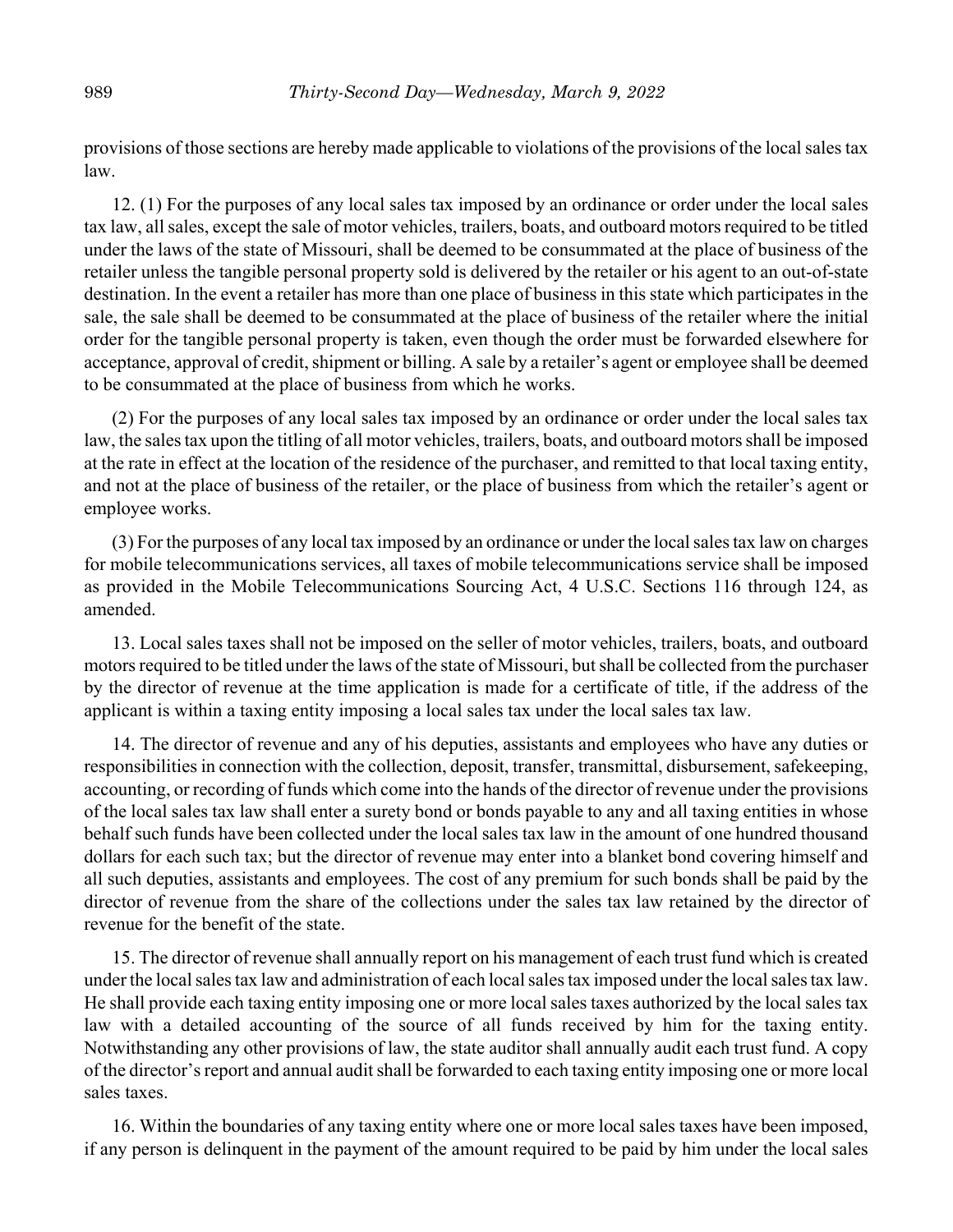provisions of those sections are hereby made applicable to violations of the provisions of the local sales tax law.

12. (1) For the purposes of any local sales tax imposed by an ordinance or order under the local sales tax law, all sales, except the sale of motor vehicles, trailers, boats, and outboard motors required to be titled under the laws of the state of Missouri, shall be deemed to be consummated at the place of business of the retailer unless the tangible personal property sold is delivered by the retailer or his agent to an out-of-state destination. In the event a retailer has more than one place of business in this state which participates in the sale, the sale shall be deemed to be consummated at the place of business of the retailer where the initial order for the tangible personal property is taken, even though the order must be forwarded elsewhere for acceptance, approval of credit, shipment or billing. A sale by a retailer's agent or employee shall be deemed to be consummated at the place of business from which he works.

(2) For the purposes of any local sales tax imposed by an ordinance or order under the local sales tax law, the sales tax upon the titling of all motor vehicles, trailers, boats, and outboard motors shall be imposed at the rate in effect at the location of the residence of the purchaser, and remitted to that local taxing entity, and not at the place of business of the retailer, or the place of business from which the retailer's agent or employee works.

(3) For the purposes of any local tax imposed by an ordinance or under the local sales tax law on charges for mobile telecommunications services, all taxes of mobile telecommunications service shall be imposed as provided in the Mobile Telecommunications Sourcing Act, 4 U.S.C. Sections 116 through 124, as amended.

13. Local sales taxes shall not be imposed on the seller of motor vehicles, trailers, boats, and outboard motors required to be titled under the laws of the state of Missouri, but shall be collected from the purchaser by the director of revenue at the time application is made for a certificate of title, if the address of the applicant is within a taxing entity imposing a local sales tax under the local sales tax law.

14. The director of revenue and any of his deputies, assistants and employees who have any duties or responsibilities in connection with the collection, deposit, transfer, transmittal, disbursement, safekeeping, accounting, or recording of funds which come into the hands of the director of revenue under the provisions of the local sales tax law shall enter a surety bond or bonds payable to any and all taxing entities in whose behalf such funds have been collected under the local sales tax law in the amount of one hundred thousand dollars for each such tax; but the director of revenue may enter into a blanket bond covering himself and all such deputies, assistants and employees. The cost of any premium for such bonds shall be paid by the director of revenue from the share of the collections under the sales tax law retained by the director of revenue for the benefit of the state.

15. The director of revenue shall annually report on his management of each trust fund which is created under the local sales tax law and administration of each local sales tax imposed under the local sales tax law. He shall provide each taxing entity imposing one or more local sales taxes authorized by the local sales tax law with a detailed accounting of the source of all funds received by him for the taxing entity. Notwithstanding any other provisions of law, the state auditor shall annually audit each trust fund. A copy of the director's report and annual audit shall be forwarded to each taxing entity imposing one or more local sales taxes.

16. Within the boundaries of any taxing entity where one or more local sales taxes have been imposed, if any person is delinquent in the payment of the amount required to be paid by him under the local sales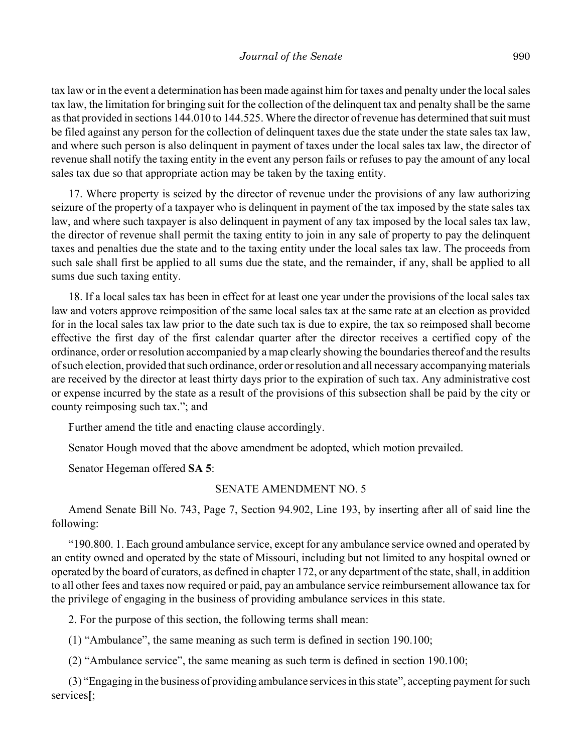tax law or in the event a determination has been made against him for taxes and penalty under the local sales tax law, the limitation for bringing suit for the collection of the delinquent tax and penalty shall be the same as that provided in sections 144.010 to 144.525. Where the director of revenue has determined that suit must be filed against any person for the collection of delinquent taxes due the state under the state sales tax law, and where such person is also delinquent in payment of taxes under the local sales tax law, the director of revenue shall notify the taxing entity in the event any person fails or refuses to pay the amount of any local sales tax due so that appropriate action may be taken by the taxing entity.

17. Where property is seized by the director of revenue under the provisions of any law authorizing seizure of the property of a taxpayer who is delinquent in payment of the tax imposed by the state sales tax law, and where such taxpayer is also delinquent in payment of any tax imposed by the local sales tax law, the director of revenue shall permit the taxing entity to join in any sale of property to pay the delinquent taxes and penalties due the state and to the taxing entity under the local sales tax law. The proceeds from such sale shall first be applied to all sums due the state, and the remainder, if any, shall be applied to all sums due such taxing entity.

18. If a local sales tax has been in effect for at least one year under the provisions of the local sales tax law and voters approve reimposition of the same local sales tax at the same rate at an election as provided for in the local sales tax law prior to the date such tax is due to expire, the tax so reimposed shall become effective the first day of the first calendar quarter after the director receives a certified copy of the ordinance, order or resolution accompanied by a map clearly showing the boundaries thereof and the results of such election, provided that such ordinance, order or resolution and all necessary accompanying materials are received by the director at least thirty days prior to the expiration of such tax. Any administrative cost or expense incurred by the state as a result of the provisions of this subsection shall be paid by the city or county reimposing such tax."; and

Further amend the title and enacting clause accordingly.

Senator Hough moved that the above amendment be adopted, which motion prevailed.

Senator Hegeman offered **SA 5**:

SENATE AMENDMENT NO. 5

Amend Senate Bill No. 743, Page 7, Section 94.902, Line 193, by inserting after all of said line the following:

"190.800. 1. Each ground ambulance service, except for any ambulance service owned and operated by an entity owned and operated by the state of Missouri, including but not limited to any hospital owned or operated by the board of curators, as defined in chapter 172, or any department of the state, shall, in addition to all other fees and taxes now required or paid, pay an ambulance service reimbursement allowance tax for the privilege of engaging in the business of providing ambulance services in this state.

2. For the purpose of this section, the following terms shall mean:

(1) "Ambulance", the same meaning as such term is defined in section 190.100;

(2) "Ambulance service", the same meaning as such term is defined in section 190.100;

(3) "Engaging in the business of providing ambulance services in this state", accepting payment for such services**[**;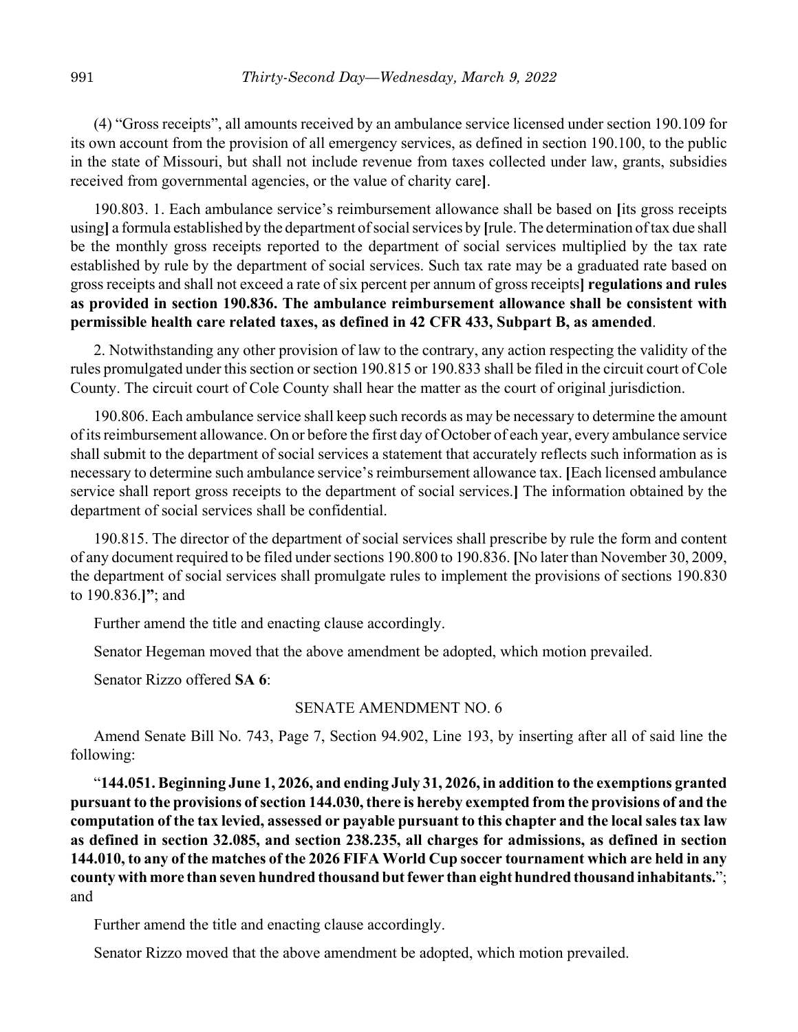(4) "Gross receipts", all amounts received by an ambulance service licensed under section 190.109 for its own account from the provision of all emergency services, as defined in section 190.100, to the public in the state of Missouri, but shall not include revenue from taxes collected under law, grants, subsidies received from governmental agencies, or the value of charity care**]**.

190.803. 1. Each ambulance service's reimbursement allowance shall be based on **[**its gross receipts using**]** a formula established by the department of social services by **[**rule. The determination of tax due shall be the monthly gross receipts reported to the department of social services multiplied by the tax rate established by rule by the department of social services. Such tax rate may be a graduated rate based on gross receipts and shall not exceed a rate of six percent per annum of gross receipts**] regulations and rules as provided in section 190.836. The ambulance reimbursement allowance shall be consistent with permissible health care related taxes, as defined in 42 CFR 433, Subpart B, as amended**.

2. Notwithstanding any other provision of law to the contrary, any action respecting the validity of the rules promulgated under this section or section 190.815 or 190.833 shall be filed in the circuit court of Cole County. The circuit court of Cole County shall hear the matter as the court of original jurisdiction.

190.806. Each ambulance service shall keep such records as may be necessary to determine the amount of its reimbursement allowance. On or before the first day of October of each year, every ambulance service shall submit to the department of social services a statement that accurately reflects such information as is necessary to determine such ambulance service's reimbursement allowance tax. **[**Each licensed ambulance service shall report gross receipts to the department of social services.**]** The information obtained by the department of social services shall be confidential.

190.815. The director of the department of social services shall prescribe by rule the form and content of any document required to be filed under sections 190.800 to 190.836. **[**No later than November 30, 2009, the department of social services shall promulgate rules to implement the provisions of sections 190.830 to 190.836.**]"**; and

Further amend the title and enacting clause accordingly.

Senator Hegeman moved that the above amendment be adopted, which motion prevailed.

Senator Rizzo offered **SA 6**:

SENATE AMENDMENT NO. 6

Amend Senate Bill No. 743, Page 7, Section 94.902, Line 193, by inserting after all of said line the following:

"**144.051. Beginning June 1, 2026, and ending July 31, 2026, in addition to the exemptions granted pursuant to the provisions of section 144.030, there is hereby exempted from the provisions of and the computation of the tax levied, assessed or payable pursuant to this chapter and the local sales tax law as defined in section 32.085, and section 238.235, all charges for admissions, as defined in section 144.010, to any of the matches of the 2026 FIFA World Cup soccer tournament which are held in any county with more than seven hundred thousand but fewer than eight hundred thousand inhabitants.**"; and

Further amend the title and enacting clause accordingly.

Senator Rizzo moved that the above amendment be adopted, which motion prevailed.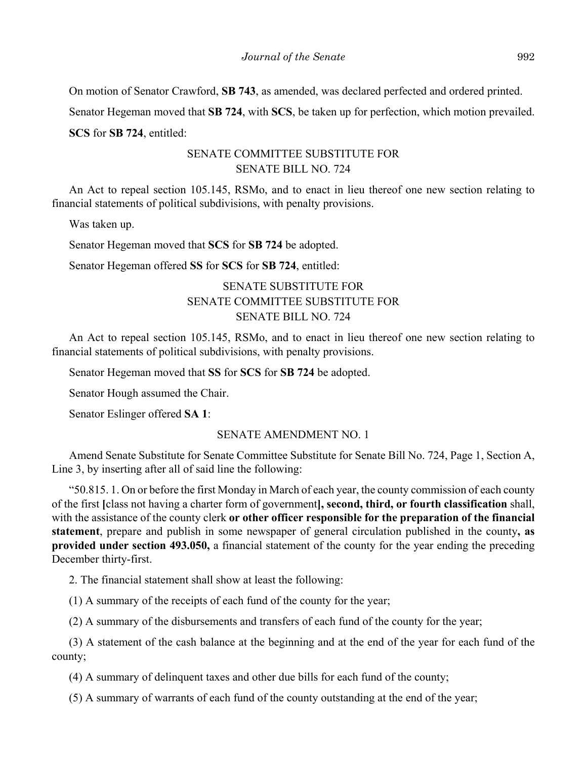On motion of Senator Crawford, **SB 743**, as amended, was declared perfected and ordered printed.

Senator Hegeman moved that **SB 724**, with **SCS**, be taken up for perfection, which motion prevailed.

**SCS** for **SB 724**, entitled:

SENATE COMMITTEE SUBSTITUTE FOR
SENATE BILL NO. 724

An Act to repeal section 105.145, RSMo, and to enact in lieu thereof one new section relating to financial statements of political subdivisions, with penalty provisions.

Was taken up.

Senator Hegeman moved that **SCS** for **SB 724** be adopted.

Senator Hegeman offered **SS** for **SCS** for **SB 724**, entitled:

SENATE SUBSTITUTE FOR
SENATE COMMITTEE SUBSTITUTE FOR
SENATE BILL NO. 724

An Act to repeal section 105.145, RSMo, and to enact in lieu thereof one new section relating to financial statements of political subdivisions, with penalty provisions.

Senator Hegeman moved that **SS** for **SCS** for **SB 724** be adopted.

Senator Hough assumed the Chair.

Senator Eslinger offered **SA 1**:

SENATE AMENDMENT NO. 1

Amend Senate Substitute for Senate Committee Substitute for Senate Bill No. 724, Page 1, Section A, Line 3, by inserting after all of said line the following:

"50.815. 1. On or before the first Monday in March of each year, the county commission of each county of the first **[**class not having a charter form of government**], second, third, or fourth classification** shall, with the assistance of the county clerk **or other officer responsible for the preparation of the financial statement**, prepare and publish in some newspaper of general circulation published in the county**, as provided under section 493.050,** a financial statement of the county for the year ending the preceding December thirty-first.

2. The financial statement shall show at least the following:

(1) A summary of the receipts of each fund of the county for the year;

(2) A summary of the disbursements and transfers of each fund of the county for the year;

(3) A statement of the cash balance at the beginning and at the end of the year for each fund of the county;

(4) A summary of delinquent taxes and other due bills for each fund of the county;

(5) A summary of warrants of each fund of the county outstanding at the end of the year;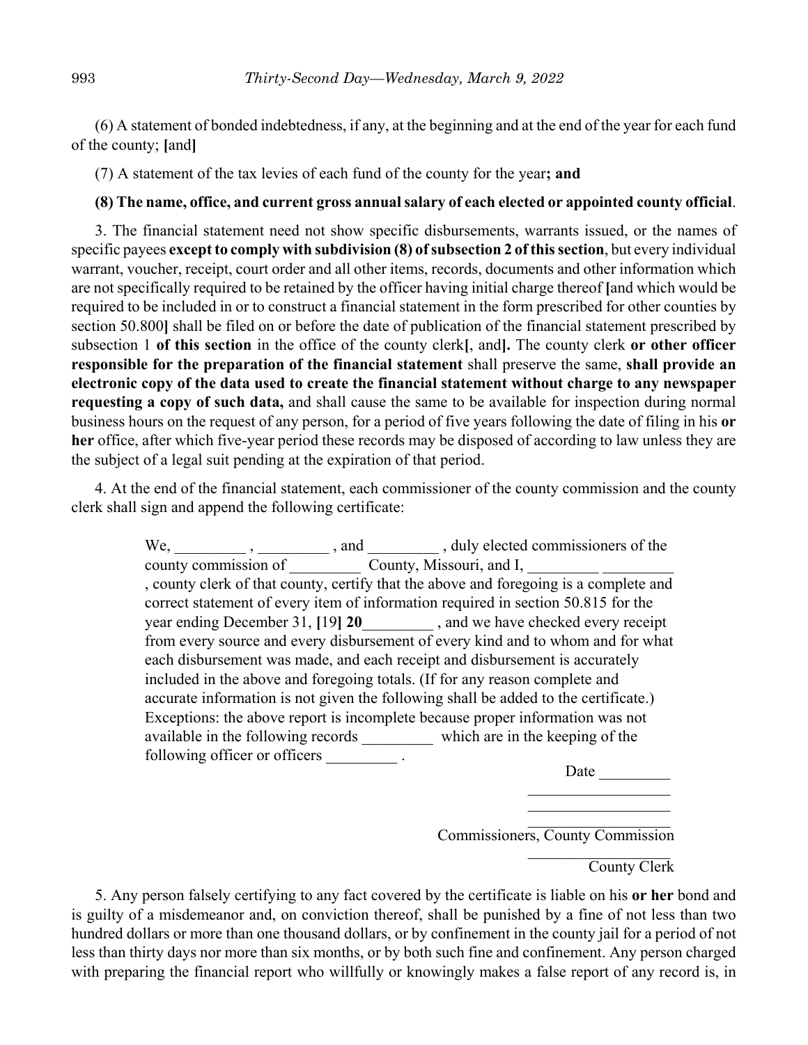(6) A statement of bonded indebtedness, if any, at the beginning and at the end of the year for each fund of the county; **[**and**]**

(7) A statement of the tax levies of each fund of the county for the year**; and**

**(8) The name, office, and current gross annual salary of each elected or appointed county official**.

3. The financial statement need not show specific disbursements, warrants issued, or the names of specific payees **except to comply with subdivision (8) of subsection 2 of this section**, but every individual warrant, voucher, receipt, court order and all other items, records, documents and other information which are not specifically required to be retained by the officer having initial charge thereof **[**and which would be required to be included in or to construct a financial statement in the form prescribed for other counties by section 50.800**]** shall be filed on or before the date of publication of the financial statement prescribed by subsection 1 **of this section** in the office of the county clerk**[**, and**]**. The county clerk **or other officer responsible for the preparation of the financial statement** shall preserve the same, **shall provide an electronic copy of the data used to create the financial statement without charge to any newspaper requesting a copy of such data,** and shall cause the same to be available for inspection during normal business hours on the request of any person, for a period of five years following the date of filing in his **or her** office, after which five-year period these records may be disposed of according to law unless they are the subject of a legal suit pending at the expiration of that period.

4. At the end of the financial statement, each commissioner of the county commission and the county clerk shall sign and append the following certificate:

> We, _________ , _________ , and _________ , duly elected commissioners of the county commission of _________ County, Missouri, and I, _________ _________ , county clerk of that county, certify that the above and foregoing is a complete and correct statement of every item of information required in section 50.815 for the year ending December 31, **[**19**] 20**_________ , and we have checked every receipt from every source and every disbursement of every kind and to whom and for what each disbursement was made, and each receipt and disbursement is accurately included in the above and foregoing totals. (If for any reason complete and accurate information is not given the following shall be added to the certificate.) Exceptions: the above report is incomplete because proper information was not available in the following records _________ which are in the keeping of the following officer or officers _________ .
>
> Date _________
>
> __________________
>
> __________________
>
> __________________
>
> Commissioners, County Commission
>
> __________________
>
> County Clerk

5. Any person falsely certifying to any fact covered by the certificate is liable on his **or her** bond and is guilty of a misdemeanor and, on conviction thereof, shall be punished by a fine of not less than two hundred dollars or more than one thousand dollars, or by confinement in the county jail for a period of not less than thirty days nor more than six months, or by both such fine and confinement. Any person charged with preparing the financial report who willfully or knowingly makes a false report of any record is, in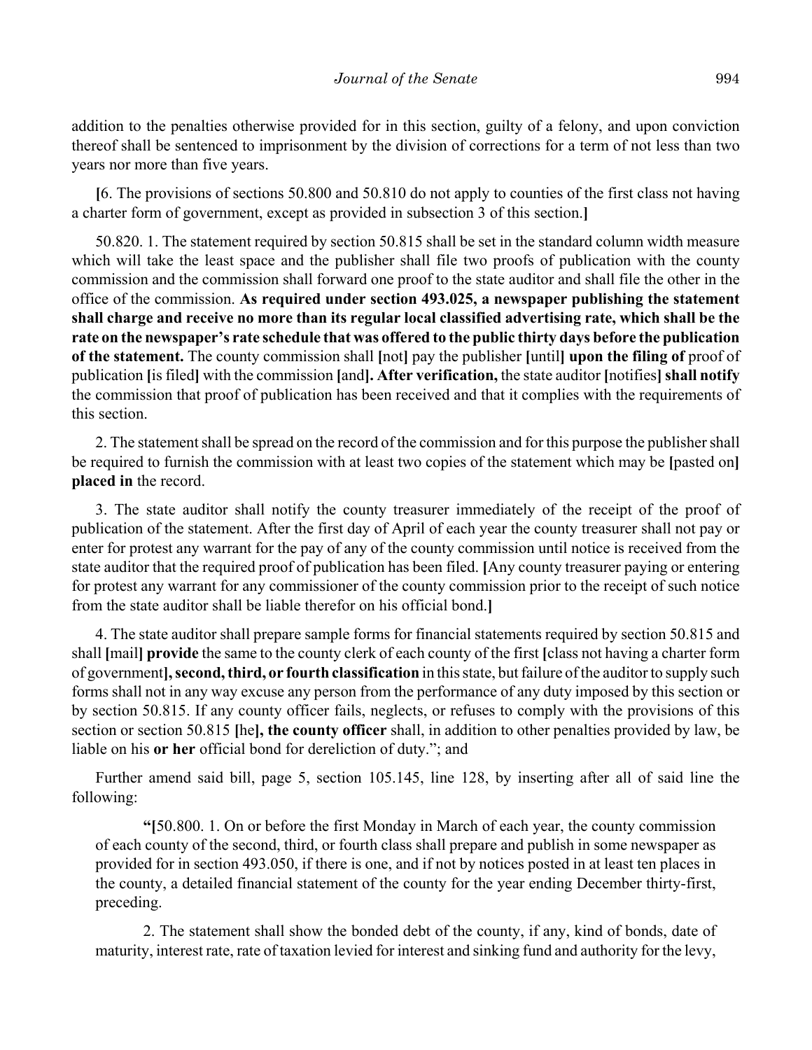addition to the penalties otherwise provided for in this section, guilty of a felony, and upon conviction thereof shall be sentenced to imprisonment by the division of corrections for a term of not less than two years nor more than five years.

**[**6. The provisions of sections 50.800 and 50.810 do not apply to counties of the first class not having a charter form of government, except as provided in subsection 3 of this section.**]**

50.820. 1. The statement required by section 50.815 shall be set in the standard column width measure which will take the least space and the publisher shall file two proofs of publication with the county commission and the commission shall forward one proof to the state auditor and shall file the other in the office of the commission. **As required under section 493.025, a newspaper publishing the statement shall charge and receive no more than its regular local classified advertising rate, which shall be the rate on the newspaper's rate schedule that was offered to the public thirty days before the publication of the statement.** The county commission shall **[**not**]** pay the publisher **[**until**]** **upon the filing of** proof of publication **[**is filed**]** with the commission **[**and**]**. **After verification,** the state auditor **[**notifies**]** **shall notify** the commission that proof of publication has been received and that it complies with the requirements of this section.

2. The statement shall be spread on the record of the commission and for this purpose the publisher shall be required to furnish the commission with at least two copies of the statement which may be **[**pasted on**]** **placed in** the record.

3. The state auditor shall notify the county treasurer immediately of the receipt of the proof of publication of the statement. After the first day of April of each year the county treasurer shall not pay or enter for protest any warrant for the pay of any of the county commission until notice is received from the state auditor that the required proof of publication has been filed. **[**Any county treasurer paying or entering for protest any warrant for any commissioner of the county commission prior to the receipt of such notice from the state auditor shall be liable therefor on his official bond.**]**

4. The state auditor shall prepare sample forms for financial statements required by section 50.815 and shall **[**mail**]** **provide** the same to the county clerk of each county of the first **[**class not having a charter form of government**]**, **second, third, or fourth classification** in this state, but failure of the auditor to supply such forms shall not in any way excuse any person from the performance of any duty imposed by this section or by section 50.815. If any county officer fails, neglects, or refuses to comply with the provisions of this section or section 50.815 **[**he**]**, **the county officer** shall, in addition to other penalties provided by law, be liable on his **or her** official bond for dereliction of duty."; and

Further amend said bill, page 5, section 105.145, line 128, by inserting after all of said line the following:

> "**[**50.800. 1. On or before the first Monday in March of each year, the county commission of each county of the second, third, or fourth class shall prepare and publish in some newspaper as provided for in section 493.050, if there is one, and if not by notices posted in at least ten places in the county, a detailed financial statement of the county for the year ending December thirty-first, preceding.
>
> 2. The statement shall show the bonded debt of the county, if any, kind of bonds, date of maturity, interest rate, rate of taxation levied for interest and sinking fund and authority for the levy,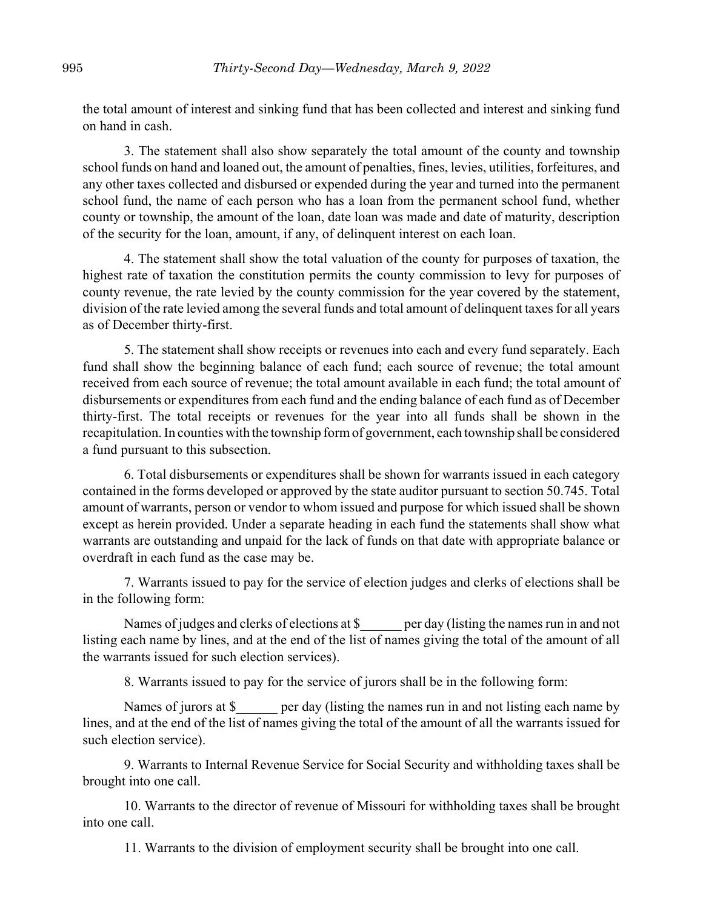the total amount of interest and sinking fund that has been collected and interest and sinking fund on hand in cash.

3. The statement shall also show separately the total amount of the county and township school funds on hand and loaned out, the amount of penalties, fines, levies, utilities, forfeitures, and any other taxes collected and disbursed or expended during the year and turned into the permanent school fund, the name of each person who has a loan from the permanent school fund, whether county or township, the amount of the loan, date loan was made and date of maturity, description of the security for the loan, amount, if any, of delinquent interest on each loan.

4. The statement shall show the total valuation of the county for purposes of taxation, the highest rate of taxation the constitution permits the county commission to levy for purposes of county revenue, the rate levied by the county commission for the year covered by the statement, division of the rate levied among the several funds and total amount of delinquent taxes for all years as of December thirty-first.

5. The statement shall show receipts or revenues into each and every fund separately. Each fund shall show the beginning balance of each fund; each source of revenue; the total amount received from each source of revenue; the total amount available in each fund; the total amount of disbursements or expenditures from each fund and the ending balance of each fund as of December thirty-first. The total receipts or revenues for the year into all funds shall be shown in the recapitulation. In counties with the township form of government, each township shall be considered a fund pursuant to this subsection.

6. Total disbursements or expenditures shall be shown for warrants issued in each category contained in the forms developed or approved by the state auditor pursuant to section 50.745. Total amount of warrants, person or vendor to whom issued and purpose for which issued shall be shown except as herein provided. Under a separate heading in each fund the statements shall show what warrants are outstanding and unpaid for the lack of funds on that date with appropriate balance or overdraft in each fund as the case may be.

7. Warrants issued to pay for the service of election judges and clerks of elections shall be in the following form:

Names of judges and clerks of elections at $______ per day (listing the names run in and not listing each name by lines, and at the end of the list of names giving the total of the amount of all the warrants issued for such election services).

8. Warrants issued to pay for the service of jurors shall be in the following form:

Names of jurors at $______ per day (listing the names run in and not listing each name by lines, and at the end of the list of names giving the total of the amount of all the warrants issued for such election service).

9. Warrants to Internal Revenue Service for Social Security and withholding taxes shall be brought into one call.

10. Warrants to the director of revenue of Missouri for withholding taxes shall be brought into one call.

11. Warrants to the division of employment security shall be brought into one call.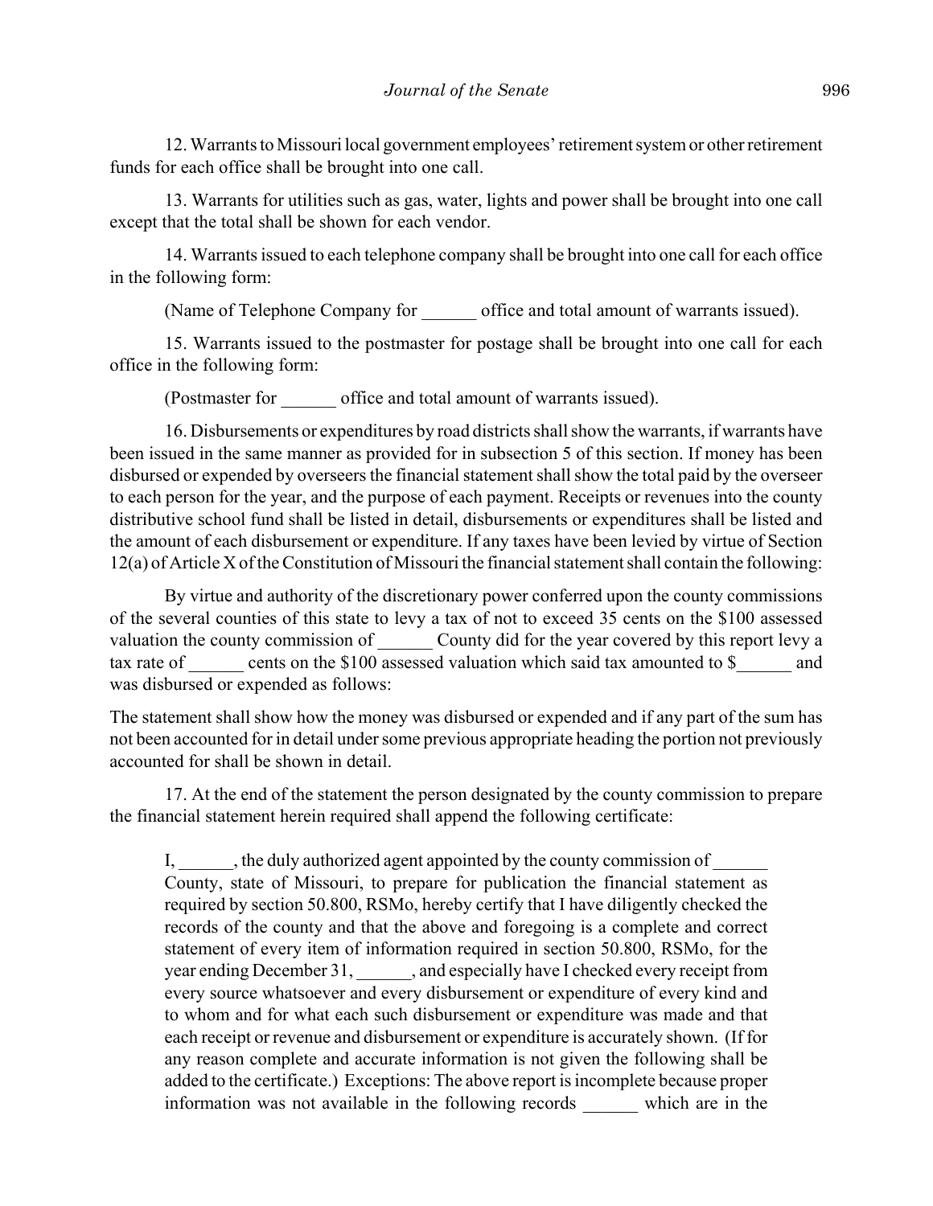12. Warrants to Missouri local government employees' retirement system or other retirement funds for each office shall be brought into one call.

13. Warrants for utilities such as gas, water, lights and power shall be brought into one call except that the total shall be shown for each vendor.

14. Warrants issued to each telephone company shall be brought into one call for each office in the following form:

(Name of Telephone Company for ______ office and total amount of warrants issued).

15. Warrants issued to the postmaster for postage shall be brought into one call for each office in the following form:

(Postmaster for ______ office and total amount of warrants issued).

16. Disbursements or expenditures by road districts shall show the warrants, if warrants have been issued in the same manner as provided for in subsection 5 of this section. If money has been disbursed or expended by overseers the financial statement shall show the total paid by the overseer to each person for the year, and the purpose of each payment. Receipts or revenues into the county distributive school fund shall be listed in detail, disbursements or expenditures shall be listed and the amount of each disbursement or expenditure. If any taxes have been levied by virtue of Section 12(a) of Article X of the Constitution of Missouri the financial statement shall contain the following:

By virtue and authority of the discretionary power conferred upon the county commissions of the several counties of this state to levy a tax of not to exceed 35 cents on the $100 assessed valuation the county commission of ______ County did for the year covered by this report levy a tax rate of ______ cents on the $100 assessed valuation which said tax amounted to $______ and was disbursed or expended as follows:

The statement shall show how the money was disbursed or expended and if any part of the sum has not been accounted for in detail under some previous appropriate heading the portion not previously accounted for shall be shown in detail.

17. At the end of the statement the person designated by the county commission to prepare the financial statement herein required shall append the following certificate:

> I, ______, the duly authorized agent appointed by the county commission of ______ County, state of Missouri, to prepare for publication the financial statement as required by section 50.800, RSMo, hereby certify that I have diligently checked the records of the county and that the above and foregoing is a complete and correct statement of every item of information required in section 50.800, RSMo, for the year ending December 31, ______, and especially have I checked every receipt from every source whatsoever and every disbursement or expenditure of every kind and to whom and for what each such disbursement or expenditure was made and that each receipt or revenue and disbursement or expenditure is accurately shown. (If for any reason complete and accurate information is not given the following shall be added to the certificate.) Exceptions: The above report is incomplete because proper information was not available in the following records ______ which are in the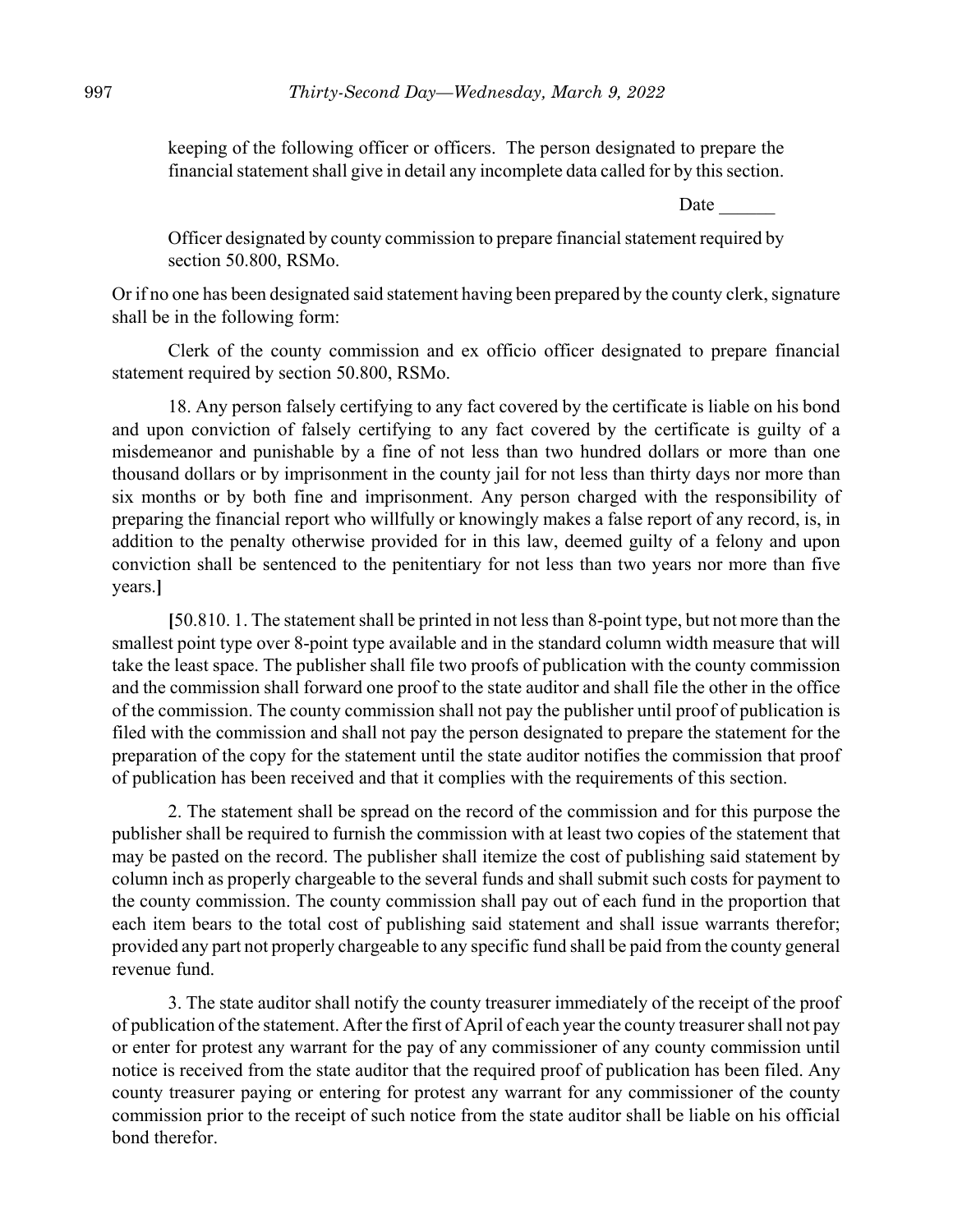keeping of the following officer or officers. The person designated to prepare the financial statement shall give in detail any incomplete data called for by this section.

Date ______

Officer designated by county commission to prepare financial statement required by section 50.800, RSMo.

Or if no one has been designated said statement having been prepared by the county clerk, signature shall be in the following form:

Clerk of the county commission and ex officio officer designated to prepare financial statement required by section 50.800, RSMo.

18. Any person falsely certifying to any fact covered by the certificate is liable on his bond and upon conviction of falsely certifying to any fact covered by the certificate is guilty of a misdemeanor and punishable by a fine of not less than two hundred dollars or more than one thousand dollars or by imprisonment in the county jail for not less than thirty days nor more than six months or by both fine and imprisonment. Any person charged with the responsibility of preparing the financial report who willfully or knowingly makes a false report of any record, is, in addition to the penalty otherwise provided for in this law, deemed guilty of a felony and upon conviction shall be sentenced to the penitentiary for not less than two years nor more than five years.**]**

**[**50.810. 1. The statement shall be printed in not less than 8-point type, but not more than the smallest point type over 8-point type available and in the standard column width measure that will take the least space. The publisher shall file two proofs of publication with the county commission and the commission shall forward one proof to the state auditor and shall file the other in the office of the commission. The county commission shall not pay the publisher until proof of publication is filed with the commission and shall not pay the person designated to prepare the statement for the preparation of the copy for the statement until the state auditor notifies the commission that proof of publication has been received and that it complies with the requirements of this section.

2. The statement shall be spread on the record of the commission and for this purpose the publisher shall be required to furnish the commission with at least two copies of the statement that may be pasted on the record. The publisher shall itemize the cost of publishing said statement by column inch as properly chargeable to the several funds and shall submit such costs for payment to the county commission. The county commission shall pay out of each fund in the proportion that each item bears to the total cost of publishing said statement and shall issue warrants therefor; provided any part not properly chargeable to any specific fund shall be paid from the county general revenue fund.

3. The state auditor shall notify the county treasurer immediately of the receipt of the proof of publication of the statement. After the first of April of each year the county treasurer shall not pay or enter for protest any warrant for the pay of any commissioner of any county commission until notice is received from the state auditor that the required proof of publication has been filed. Any county treasurer paying or entering for protest any warrant for any commissioner of the county commission prior to the receipt of such notice from the state auditor shall be liable on his official bond therefor.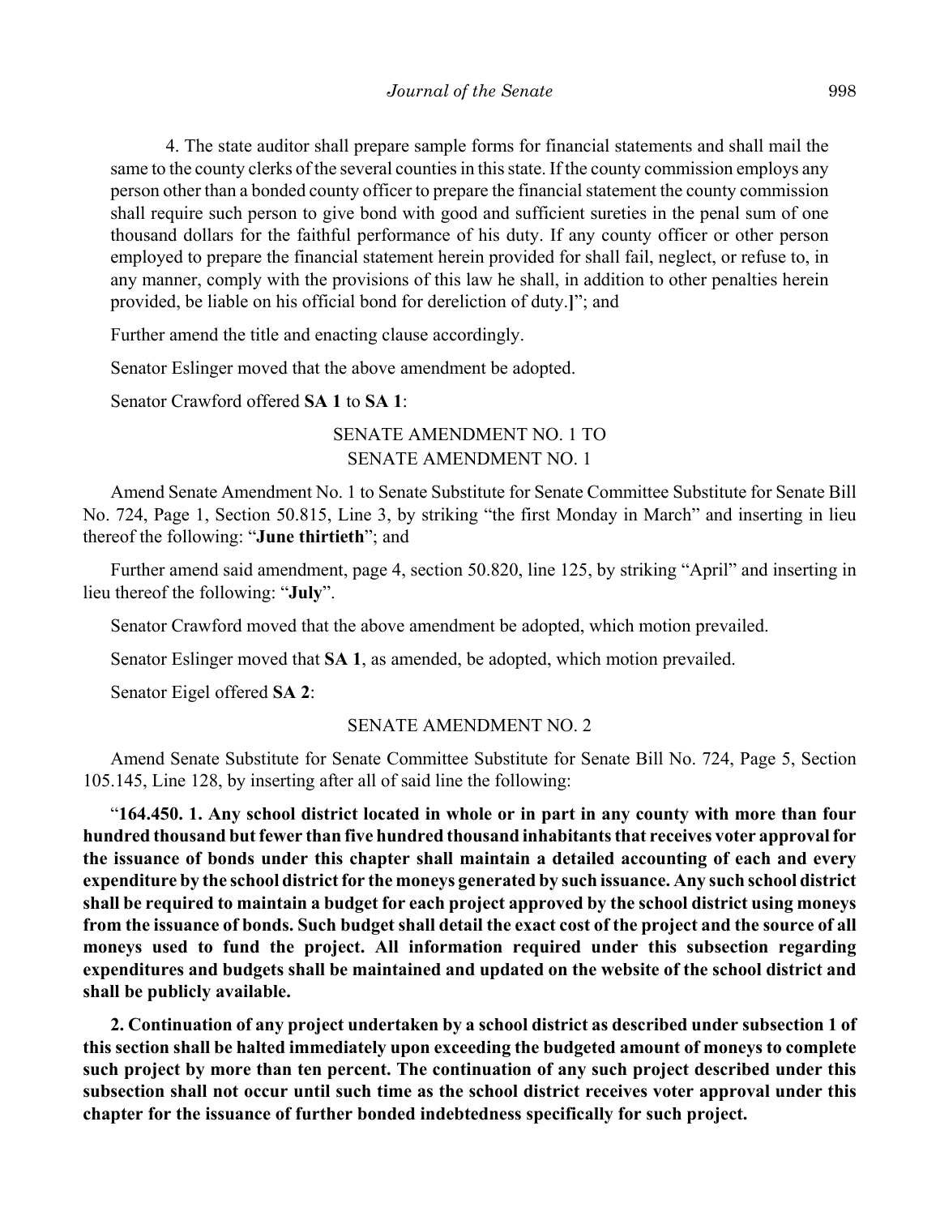4. The state auditor shall prepare sample forms for financial statements and shall mail the same to the county clerks of the several counties in this state. If the county commission employs any person other than a bonded county officer to prepare the financial statement the county commission shall require such person to give bond with good and sufficient sureties in the penal sum of one thousand dollars for the faithful performance of his duty. If any county officer or other person employed to prepare the financial statement herein provided for shall fail, neglect, or refuse to, in any manner, comply with the provisions of this law he shall, in addition to other penalties herein provided, be liable on his official bond for dereliction of duty.**]**"; and

Further amend the title and enacting clause accordingly.

Senator Eslinger moved that the above amendment be adopted.

Senator Crawford offered **SA 1** to **SA 1**:

SENATE AMENDMENT NO. 1 TO
SENATE AMENDMENT NO. 1

Amend Senate Amendment No. 1 to Senate Substitute for Senate Committee Substitute for Senate Bill No. 724, Page 1, Section 50.815, Line 3, by striking "the first Monday in March" and inserting in lieu thereof the following: "**June thirtieth**"; and

Further amend said amendment, page 4, section 50.820, line 125, by striking "April" and inserting in lieu thereof the following: "**July**".

Senator Crawford moved that the above amendment be adopted, which motion prevailed.

Senator Eslinger moved that **SA 1**, as amended, be adopted, which motion prevailed.

Senator Eigel offered **SA 2**:

SENATE AMENDMENT NO. 2

Amend Senate Substitute for Senate Committee Substitute for Senate Bill No. 724, Page 5, Section 105.145, Line 128, by inserting after all of said line the following:

"**164.450. 1. Any school district located in whole or in part in any county with more than four hundred thousand but fewer than five hundred thousand inhabitants that receives voter approval for the issuance of bonds under this chapter shall maintain a detailed accounting of each and every expenditure by the school district for the moneys generated by such issuance. Any such school district shall be required to maintain a budget for each project approved by the school district using moneys from the issuance of bonds. Such budget shall detail the exact cost of the project and the source of all moneys used to fund the project. All information required under this subsection regarding expenditures and budgets shall be maintained and updated on the website of the school district and shall be publicly available.**

**2. Continuation of any project undertaken by a school district as described under subsection 1 of this section shall be halted immediately upon exceeding the budgeted amount of moneys to complete such project by more than ten percent. The continuation of any such project described under this subsection shall not occur until such time as the school district receives voter approval under this chapter for the issuance of further bonded indebtedness specifically for such project.**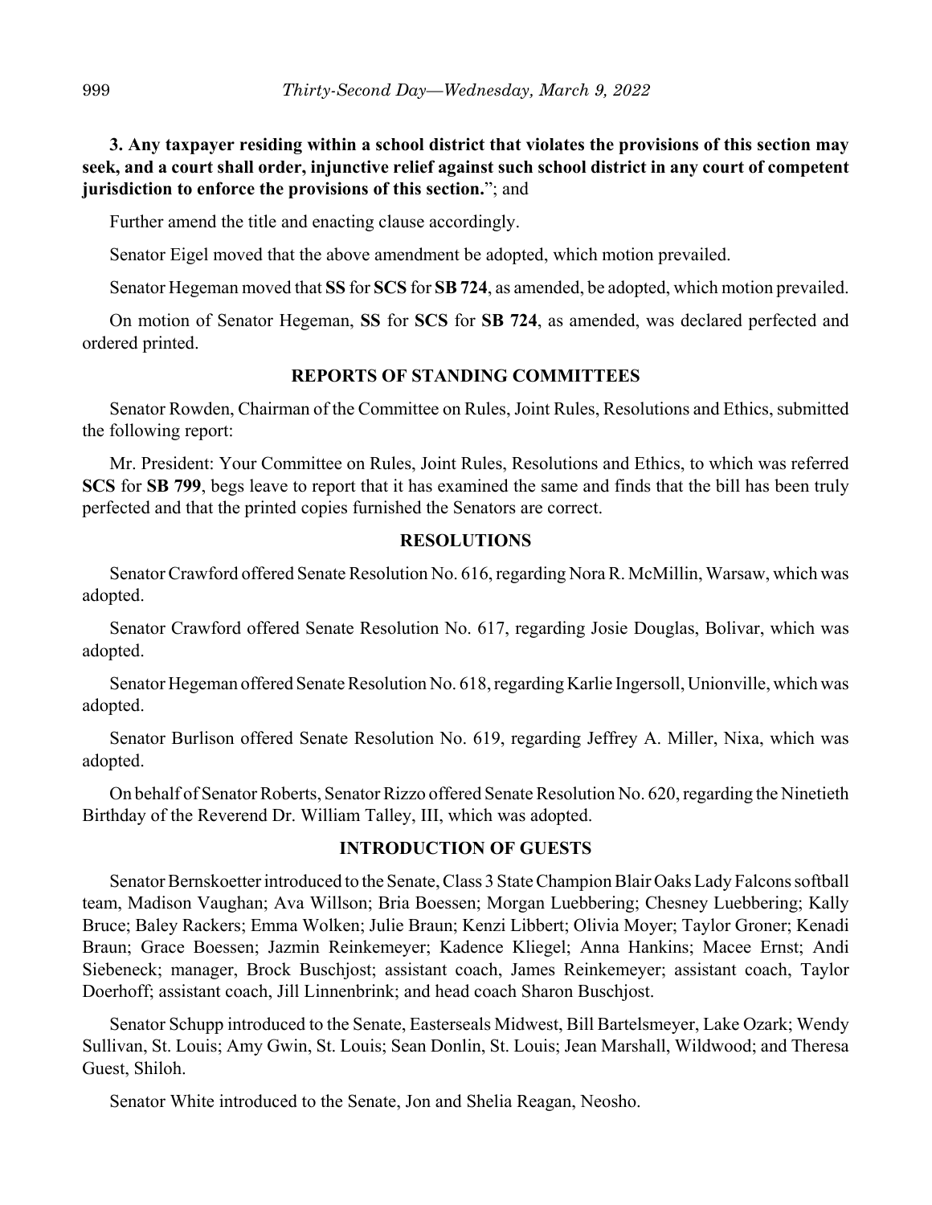**3. Any taxpayer residing within a school district that violates the provisions of this section may seek, and a court shall order, injunctive relief against such school district in any court of competent jurisdiction to enforce the provisions of this section.**"; and

Further amend the title and enacting clause accordingly.

Senator Eigel moved that the above amendment be adopted, which motion prevailed.

Senator Hegeman moved that **SS** for **SCS** for **SB 724**, as amended, be adopted, which motion prevailed.

On motion of Senator Hegeman, **SS** for **SCS** for **SB 724**, as amended, was declared perfected and ordered printed.

## REPORTS OF STANDING COMMITTEES

Senator Rowden, Chairman of the Committee on Rules, Joint Rules, Resolutions and Ethics, submitted the following report:

Mr. President: Your Committee on Rules, Joint Rules, Resolutions and Ethics, to which was referred **SCS** for **SB 799**, begs leave to report that it has examined the same and finds that the bill has been truly perfected and that the printed copies furnished the Senators are correct.

## RESOLUTIONS

Senator Crawford offered Senate Resolution No. 616, regarding Nora R. McMillin, Warsaw, which was adopted.

Senator Crawford offered Senate Resolution No. 617, regarding Josie Douglas, Bolivar, which was adopted.

Senator Hegeman offered Senate Resolution No. 618, regarding Karlie Ingersoll, Unionville, which was adopted.

Senator Burlison offered Senate Resolution No. 619, regarding Jeffrey A. Miller, Nixa, which was adopted.

On behalf of Senator Roberts, Senator Rizzo offered Senate Resolution No. 620, regarding the Ninetieth Birthday of the Reverend Dr. William Talley, III, which was adopted.

## INTRODUCTION OF GUESTS

Senator Bernskoetter introduced to the Senate, Class 3 State Champion Blair Oaks Lady Falcons softball team, Madison Vaughan; Ava Willson; Bria Boessen; Morgan Luebbering; Chesney Luebbering; Kally Bruce; Baley Rackers; Emma Wolken; Julie Braun; Kenzi Libbert; Olivia Moyer; Taylor Groner; Kenadi Braun; Grace Boessen; Jazmin Reinkemeyer; Kadence Kliegel; Anna Hankins; Macee Ernst; Andi Siebeneck; manager, Brock Buschjost; assistant coach, James Reinkemeyer; assistant coach, Taylor Doerhoff; assistant coach, Jill Linnenbrink; and head coach Sharon Buschjost.

Senator Schupp introduced to the Senate, Easterseals Midwest, Bill Bartelsmeyer, Lake Ozark; Wendy Sullivan, St. Louis; Amy Gwin, St. Louis; Sean Donlin, St. Louis; Jean Marshall, Wildwood; and Theresa Guest, Shiloh.

Senator White introduced to the Senate, Jon and Shelia Reagan, Neosho.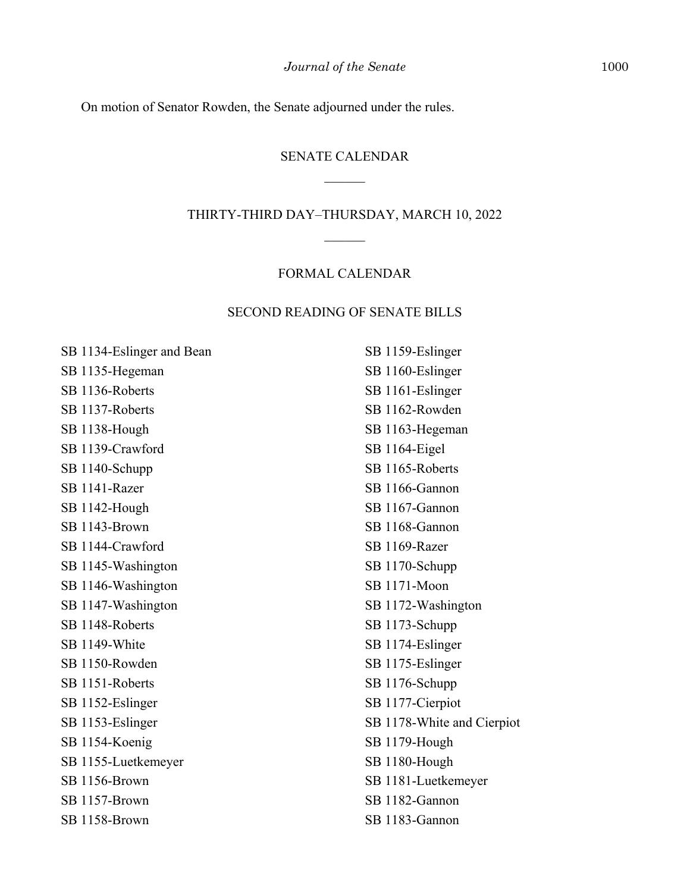On motion of Senator Rowden, the Senate adjourned under the rules.

## SENATE CALENDAR

______

## THIRTY-THIRD DAY–THURSDAY, MARCH 10, 2022

______

### FORMAL CALENDAR

### SECOND READING OF SENATE BILLS

SB 1134-Eslinger and Bean
SB 1135-Hegeman
SB 1136-Roberts
SB 1137-Roberts
SB 1138-Hough
SB 1139-Crawford
SB 1140-Schupp
SB 1141-Razer
SB 1142-Hough
SB 1143-Brown
SB 1144-Crawford
SB 1145-Washington
SB 1146-Washington
SB 1147-Washington
SB 1148-Roberts
SB 1149-White
SB 1150-Rowden
SB 1151-Roberts
SB 1152-Eslinger
SB 1153-Eslinger
SB 1154-Koenig
SB 1155-Luetkemeyer
SB 1156-Brown
SB 1157-Brown
SB 1158-Brown
SB 1159-Eslinger
SB 1160-Eslinger
SB 1161-Eslinger
SB 1162-Rowden
SB 1163-Hegeman
SB 1164-Eigel
SB 1165-Roberts
SB 1166-Gannon
SB 1167-Gannon
SB 1168-Gannon
SB 1169-Razer
SB 1170-Schupp
SB 1171-Moon
SB 1172-Washington
SB 1173-Schupp
SB 1174-Eslinger
SB 1175-Eslinger
SB 1176-Schupp
SB 1177-Cierpiot
SB 1178-White and Cierpiot
SB 1179-Hough
SB 1180-Hough
SB 1181-Luetkemeyer
SB 1182-Gannon
SB 1183-Gannon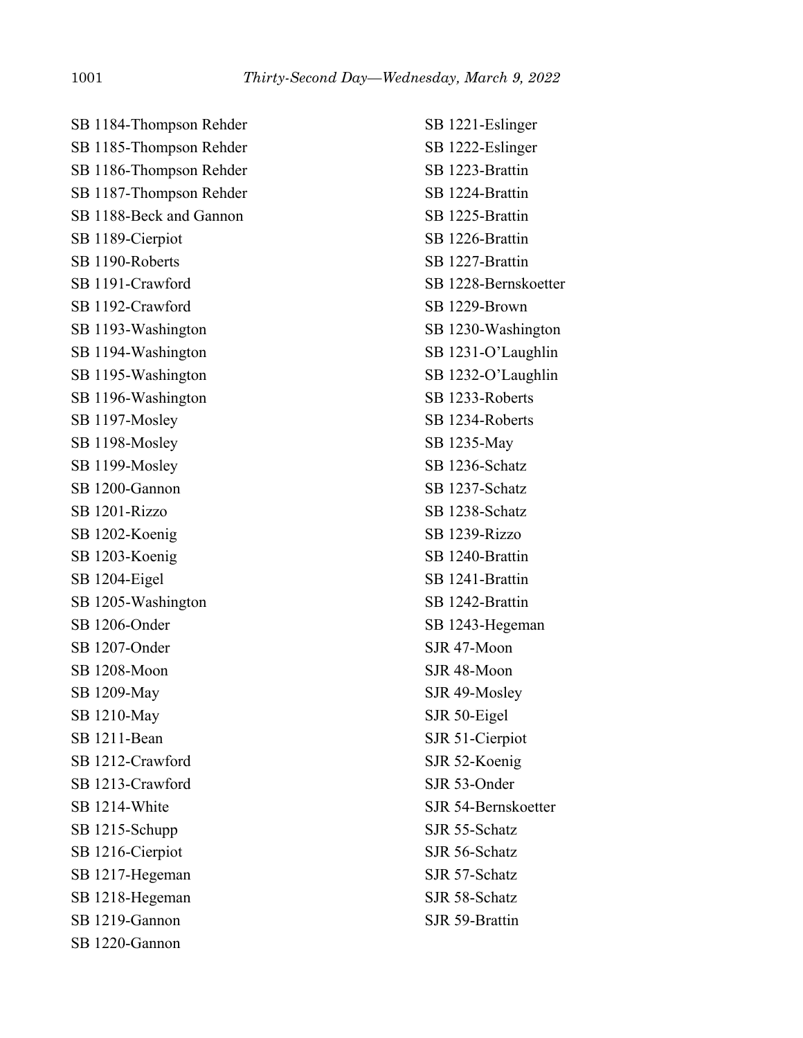SB 1184-Thompson Rehder
SB 1185-Thompson Rehder
SB 1186-Thompson Rehder
SB 1187-Thompson Rehder
SB 1188-Beck and Gannon
SB 1189-Cierpiot
SB 1190-Roberts
SB 1191-Crawford
SB 1192-Crawford
SB 1193-Washington
SB 1194-Washington
SB 1195-Washington
SB 1196-Washington
SB 1197-Mosley
SB 1198-Mosley
SB 1199-Mosley
SB 1200-Gannon
SB 1201-Rizzo
SB 1202-Koenig
SB 1203-Koenig
SB 1204-Eigel
SB 1205-Washington
SB 1206-Onder
SB 1207-Onder
SB 1208-Moon
SB 1209-May
SB 1210-May
SB 1211-Bean
SB 1212-Crawford
SB 1213-Crawford
SB 1214-White
SB 1215-Schupp
SB 1216-Cierpiot
SB 1217-Hegeman
SB 1218-Hegeman
SB 1219-Gannon
SB 1220-Gannon
SB 1221-Eslinger
SB 1222-Eslinger
SB 1223-Brattin
SB 1224-Brattin
SB 1225-Brattin
SB 1226-Brattin
SB 1227-Brattin
SB 1228-Bernskoetter
SB 1229-Brown
SB 1230-Washington
SB 1231-O'Laughlin
SB 1232-O'Laughlin
SB 1233-Roberts
SB 1234-Roberts
SB 1235-May
SB 1236-Schatz
SB 1237-Schatz
SB 1238-Schatz
SB 1239-Rizzo
SB 1240-Brattin
SB 1241-Brattin
SB 1242-Brattin
SB 1243-Hegeman
SJR 47-Moon
SJR 48-Moon
SJR 49-Mosley
SJR 50-Eigel
SJR 51-Cierpiot
SJR 52-Koenig
SJR 53-Onder
SJR 54-Bernskoetter
SJR 55-Schatz
SJR 56-Schatz
SJR 57-Schatz
SJR 58-Schatz
SJR 59-Brattin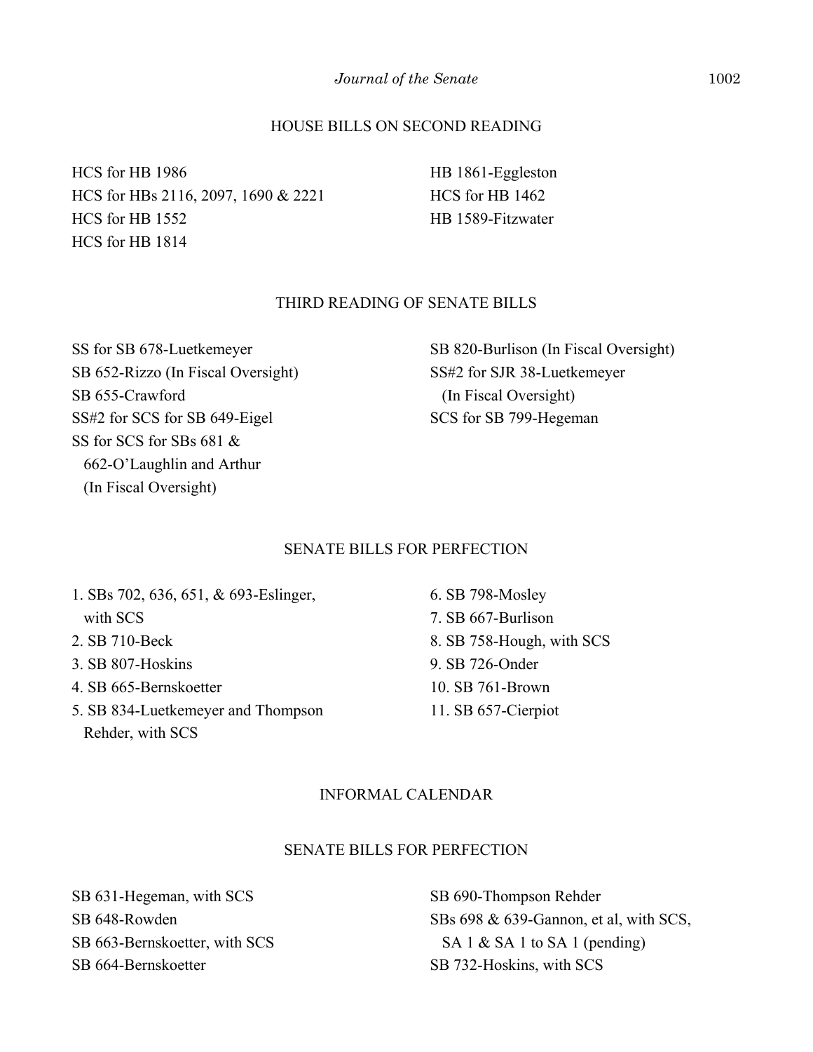## HOUSE BILLS ON SECOND READING

HCS for HB 1986
HCS for HBs 2116, 2097, 1690 & 2221
HCS for HB 1552
HCS for HB 1814
HB 1861-Eggleston
HCS for HB 1462
HB 1589-Fitzwater

## THIRD READING OF SENATE BILLS

SS for SB 678-Luetkemeyer
SB 652-Rizzo (In Fiscal Oversight)
SB 655-Crawford
SS#2 for SCS for SB 649-Eigel
SS for SCS for SBs 681 & 662-O'Laughlin and Arthur (In Fiscal Oversight)
SB 820-Burlison (In Fiscal Oversight)
SS#2 for SJR 38-Luetkemeyer (In Fiscal Oversight)
SCS for SB 799-Hegeman

## SENATE BILLS FOR PERFECTION

1. SBs 702, 636, 651, & 693-Eslinger, with SCS
2. SB 710-Beck
3. SB 807-Hoskins
4. SB 665-Bernskoetter
5. SB 834-Luetkemeyer and Thompson Rehder, with SCS
6. SB 798-Mosley
7. SB 667-Burlison
8. SB 758-Hough, with SCS
9. SB 726-Onder
10. SB 761-Brown
11. SB 657-Cierpiot

## INFORMAL CALENDAR

## SENATE BILLS FOR PERFECTION

SB 631-Hegeman, with SCS
SB 648-Rowden
SB 663-Bernskoetter, with SCS
SB 664-Bernskoetter
SB 690-Thompson Rehder
SBs 698 & 639-Gannon, et al, with SCS, SA 1 & SA 1 to SA 1 (pending)
SB 732-Hoskins, with SCS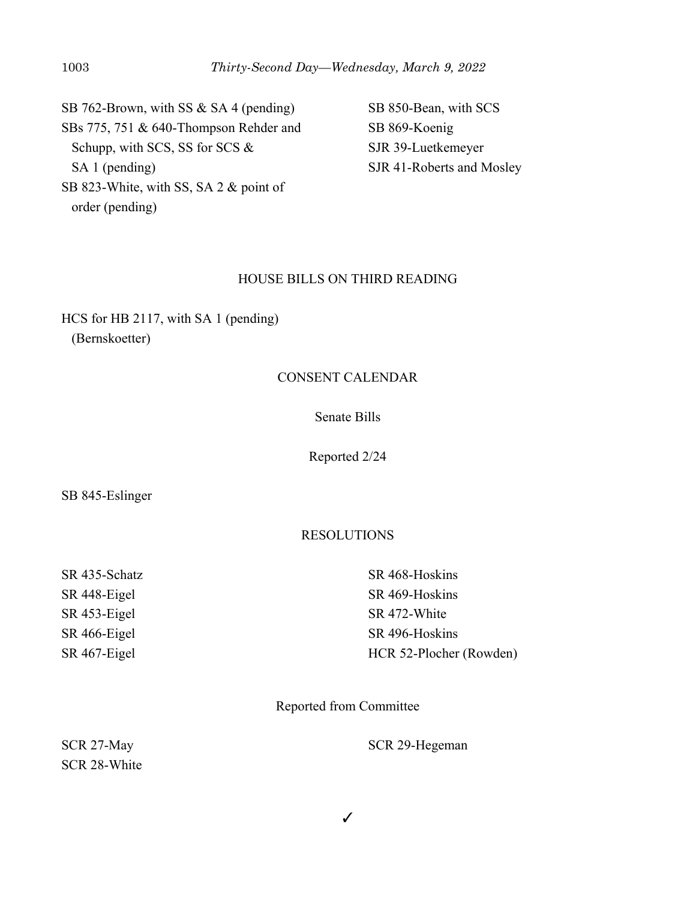SB 762-Brown, with SS & SA 4 (pending)

SBs 775, 751 & 640-Thompson Rehder and Schupp, with SCS, SS for SCS & SA 1 (pending)

SB 823-White, with SS, SA 2 & point of order (pending)

SB 850-Bean, with SCS

SB 869-Koenig

SJR 39-Luetkemeyer

SJR 41-Roberts and Mosley

## HOUSE BILLS ON THIRD READING

HCS for HB 2117, with SA 1 (pending) (Bernskoetter)

## CONSENT CALENDAR

### Senate Bills

#### Reported 2/24

SB 845-Eslinger

## RESOLUTIONS

SR 435-Schatz

SR 448-Eigel

SR 453-Eigel

SR 466-Eigel

SR 467-Eigel

SR 468-Hoskins

SR 469-Hoskins

SR 472-White

SR 496-Hoskins

HCR 52-Plocher (Rowden)

### Reported from Committee

SCR 27-May

SCR 28-White

SCR 29-Hegeman

✓